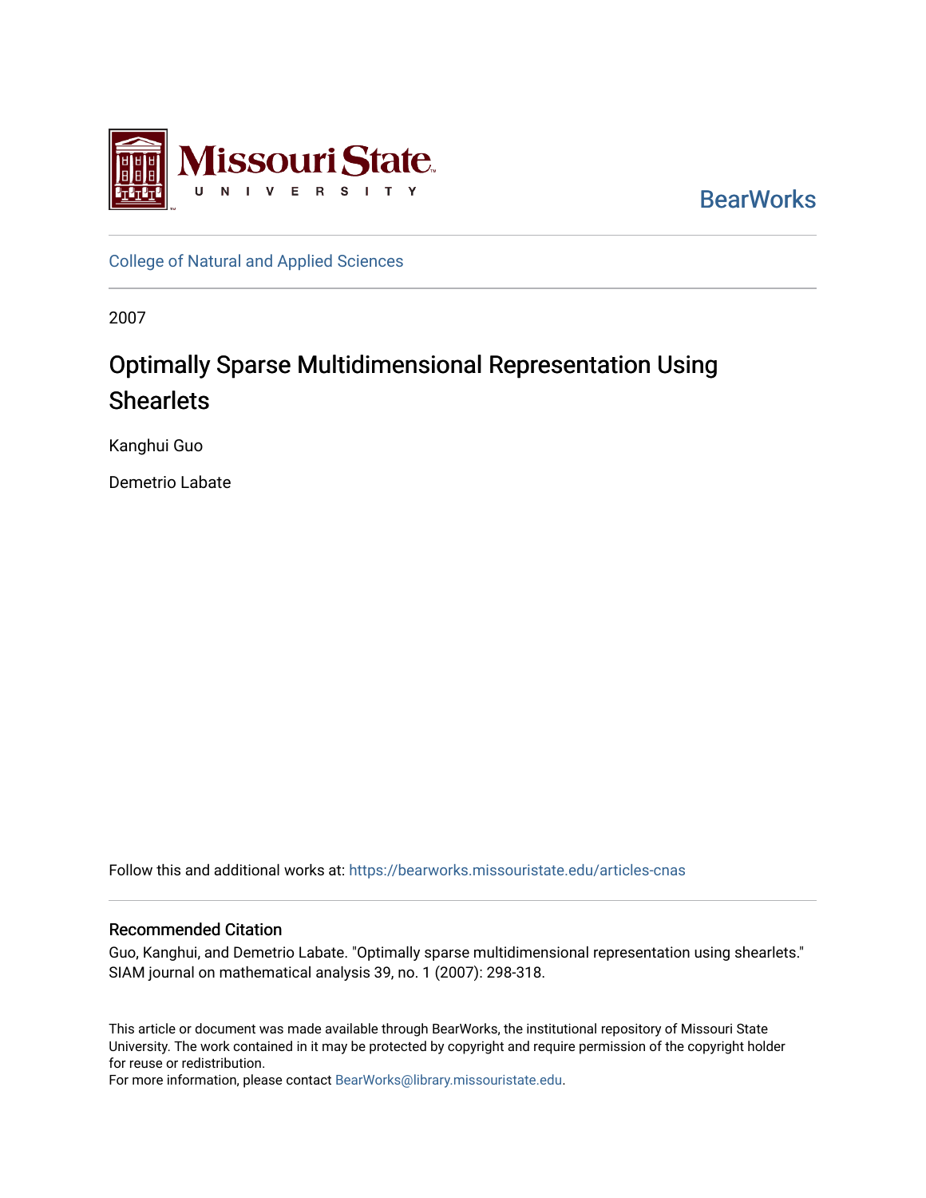Missouri State University

BearWorks

College of Natural and Applied Sciences

2007

# Optimally Sparse Multidimensional Representation Using Shearlets

Kanghui Guo

Demetrio Labate

Follow this and additional works at: https://bearworks.missouristate.edu/articles-cnas

## Recommended Citation

Guo, Kanghui, and Demetrio Labate. "Optimally sparse multidimensional representation using shearlets." SIAM journal on mathematical analysis 39, no. 1 (2007): 298-318.

This article or document was made available through BearWorks, the institutional repository of Missouri State University. The work contained in it may be protected by copyright and require permission of the copyright holder for reuse or redistribution.

For more information, please contact BearWorks@library.missouristate.edu.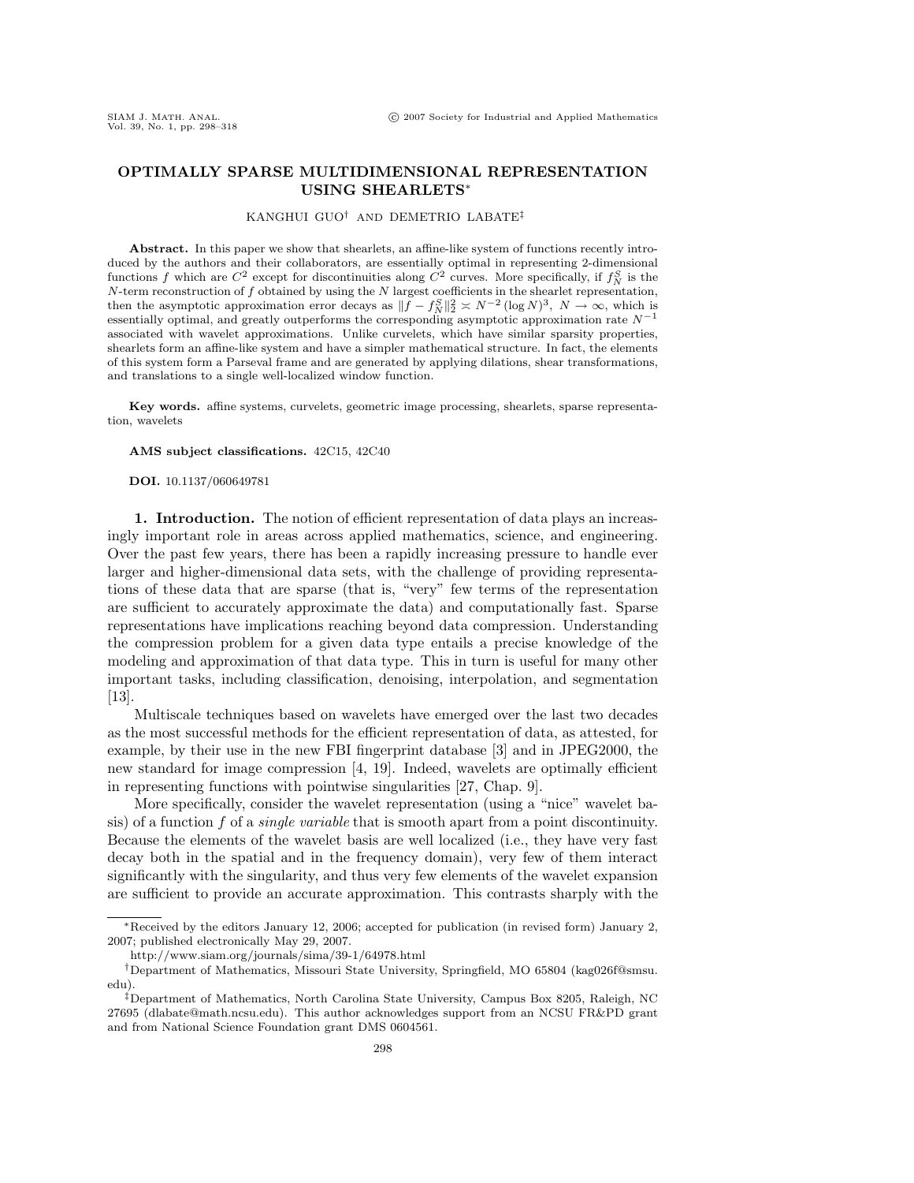# OPTIMALLY SPARSE MULTIDIMENSIONAL REPRESENTATION USING SHEARLETS*

KANGHUI GUO[†] AND DEMETRIO LABATE[‡]

**Abstract.** In this paper we show that shearlets, an affine-like system of functions recently introduced by the authors and their collaborators, are essentially optimal in representing 2-dimensional functions $f$ which are $C^2$ except for discontinuities along $C^2$ curves. More specifically, if $f_N^S$ is the $N$-term reconstruction of $f$ obtained by using the $N$ largest coefficients in the shearlet representation, then the asymptotic approximation error decays as $\|f - f_N^S\|_2^2 \asymp N^{-2} (\log N)^3$, $N \to \infty$, which is essentially optimal, and greatly outperforms the corresponding asymptotic approximation rate $N^{-1}$ associated with wavelet approximations. Unlike curvelets, which have similar sparsity properties, shearlets form an affine-like system and have a simpler mathematical structure. In fact, the elements of this system form a Parseval frame and are generated by applying dilations, shear transformations, and translations to a single well-localized window function.

**Key words.** affine systems, curvelets, geometric image processing, shearlets, sparse representation, wavelets

**AMS subject classifications.** 42C15, 42C40

**DOI.** 10.1137/060649781

## 1. Introduction.

The notion of efficient representation of data plays an increasingly important role in areas across applied mathematics, science, and engineering. Over the past few years, there has been a rapidly increasing pressure to handle ever larger and higher-dimensional data sets, with the challenge of providing representations of these data that are sparse (that is, "very" few terms of the representation are sufficient to accurately approximate the data) and computationally fast. Sparse representations have implications reaching beyond data compression. Understanding the compression problem for a given data type entails a precise knowledge of the modeling and approximation of that data type. This in turn is useful for many other important tasks, including classification, denoising, interpolation, and segmentation [13].

Multiscale techniques based on wavelets have emerged over the last two decades as the most successful methods for the efficient representation of data, as attested, for example, by their use in the new FBI fingerprint database [3] and in JPEG2000, the new standard for image compression [4, 19]. Indeed, wavelets are optimally efficient in representing functions with pointwise singularities [27, Chap. 9].

More specifically, consider the wavelet representation (using a "nice" wavelet basis) of a function $f$ of a *single variable* that is smooth apart from a point discontinuity. Because the elements of the wavelet basis are well localized (i.e., they have very fast decay both in the spatial and in the frequency domain), very few of them interact significantly with the singularity, and thus very few elements of the wavelet expansion are sufficient to provide an accurate approximation. This contrasts sharply with the

---

*Received by the editors January 12, 2006; accepted for publication (in revised form) January 2, 2007; published electronically May 29, 2007.
http://www.siam.org/journals/sima/39-1/64978.html

[†]Department of Mathematics, Missouri State University, Springfield, MO 65804 (kag026f@smsu.edu).

[‡]Department of Mathematics, North Carolina State University, Campus Box 8205, Raleigh, NC 27695 (dlabate@math.ncsu.edu). This author acknowledges support from an NCSU FR&PD grant and from National Science Foundation grant DMS 0604561.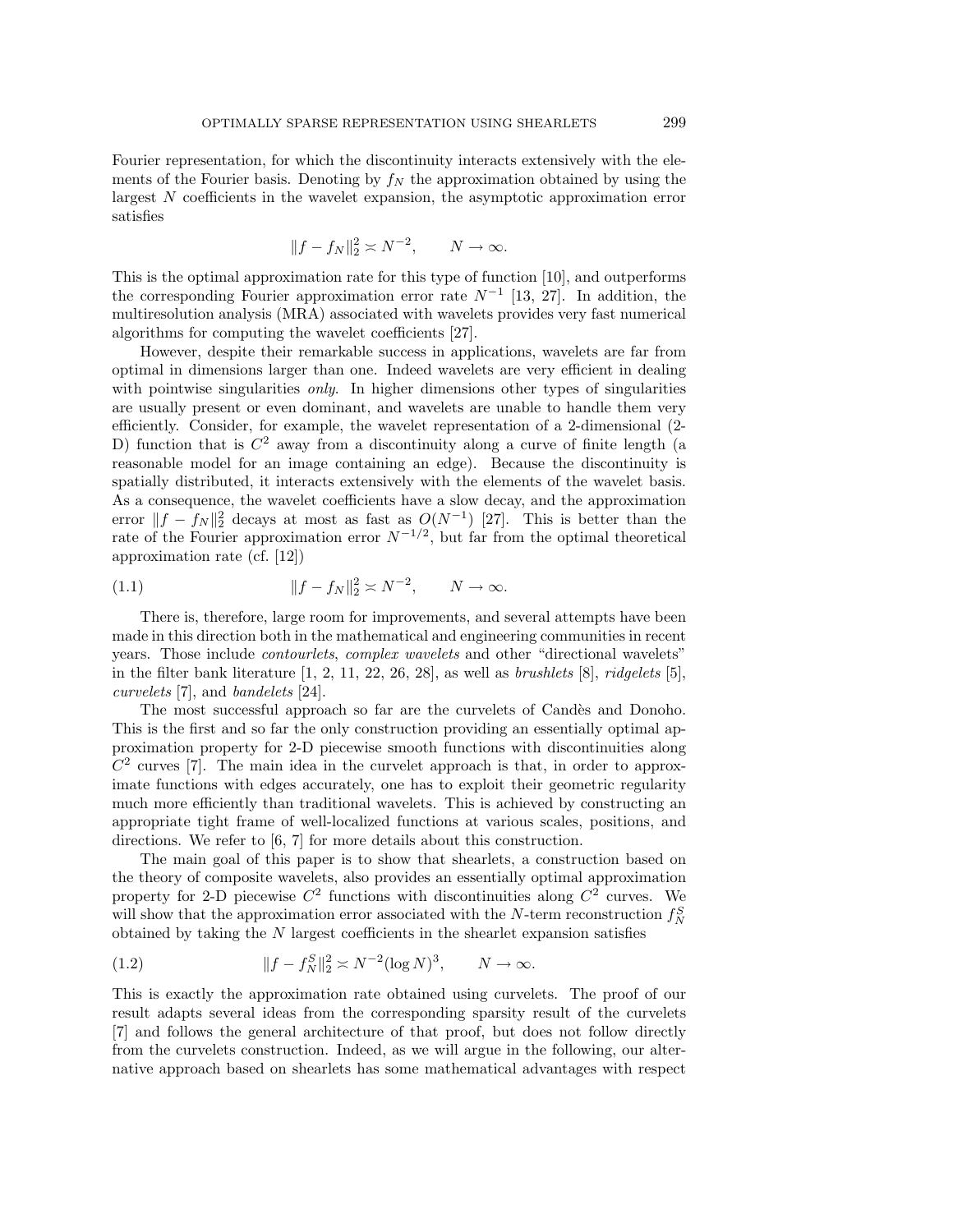Fourier representation, for which the discontinuity interacts extensively with the elements of the Fourier basis. Denoting by $f_N$ the approximation obtained by using the largest $N$ coefficients in the wavelet expansion, the asymptotic approximation error satisfies

$$\|f - f_N\|_2^2 \asymp N^{-2}, \qquad N \to \infty.$$

This is the optimal approximation rate for this type of function [10], and outperforms the corresponding Fourier approximation error rate $N^{-1}$ [13, 27]. In addition, the multiresolution analysis (MRA) associated with wavelets provides very fast numerical algorithms for computing the wavelet coefficients [27].

However, despite their remarkable success in applications, wavelets are far from optimal in dimensions larger than one. Indeed wavelets are very efficient in dealing with pointwise singularities *only*. In higher dimensions other types of singularities are usually present or even dominant, and wavelets are unable to handle them very efficiently. Consider, for example, the wavelet representation of a 2-dimensional (2-D) function that is $C^2$ away from a discontinuity along a curve of finite length (a reasonable model for an image containing an edge). Because the discontinuity is spatially distributed, it interacts extensively with the elements of the wavelet basis. As a consequence, the wavelet coefficients have a slow decay, and the approximation error $\|f - f_N\|_2^2$ decays at most as fast as $O(N^{-1})$ [27]. This is better than the rate of the Fourier approximation error $N^{-1/2}$, but far from the optimal theoretical approximation rate (cf. [12])

$$\|f - f_N\|_2^2 \asymp N^{-2}, \qquad N \to \infty. \tag{1.1}$$

There is, therefore, large room for improvements, and several attempts have been made in this direction both in the mathematical and engineering communities in recent years. Those include *contourlets*, *complex wavelets* and other "directional wavelets" in the filter bank literature [1, 2, 11, 22, 26, 28], as well as *brushlets* [8], *ridgelets* [5], *curvelets* [7], and *bandelets* [24].

The most successful approach so far are the curvelets of Candès and Donoho. This is the first and so far the only construction providing an essentially optimal approximation property for 2-D piecewise smooth functions with discontinuities along $C^2$ curves [7]. The main idea in the curvelet approach is that, in order to approximate functions with edges accurately, one has to exploit their geometric regularity much more efficiently than traditional wavelets. This is achieved by constructing an appropriate tight frame of well-localized functions at various scales, positions, and directions. We refer to [6, 7] for more details about this construction.

The main goal of this paper is to show that shearlets, a construction based on the theory of composite wavelets, also provides an essentially optimal approximation property for 2-D piecewise $C^2$ functions with discontinuities along $C^2$ curves. We will show that the approximation error associated with the $N$-term reconstruction $f_N^S$ obtained by taking the $N$ largest coefficients in the shearlet expansion satisfies

$$\|f - f_N^S\|_2^2 \asymp N^{-2}(\log N)^3, \qquad N \to \infty. \tag{1.2}$$

This is exactly the approximation rate obtained using curvelets. The proof of our result adapts several ideas from the corresponding sparsity result of the curvelets [7] and follows the general architecture of that proof, but does not follow directly from the curvelets construction. Indeed, as we will argue in the following, our alternative approach based on shearlets has some mathematical advantages with respect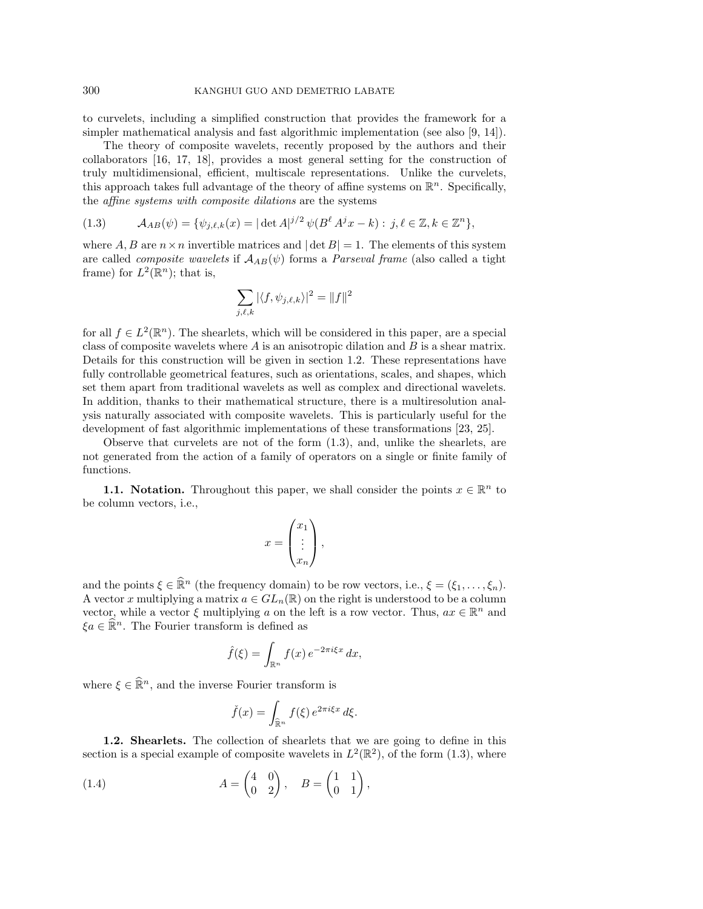to curvelets, including a simplified construction that provides the framework for a simpler mathematical analysis and fast algorithmic implementation (see also [9, 14]).

The theory of composite wavelets, recently proposed by the authors and their collaborators [16, 17, 18], provides a most general setting for the construction of truly multidimensional, efficient, multiscale representations. Unlike the curvelets, this approach takes full advantage of the theory of affine systems on $\mathbb{R}^n$. Specifically, the *affine systems with composite dilations* are the systems

$$\mathcal{A}_{AB}(\psi) = \{\psi_{j,\ell,k}(x) = |\det A|^{j/2}\, \psi(B^\ell A^j x - k) :\ j, \ell \in \mathbb{Z}, k \in \mathbb{Z}^n\}, \tag{1.3}$$

where $A, B$ are $n \times n$ invertible matrices and $|\det B| = 1$. The elements of this system are called *composite wavelets* if $\mathcal{A}_{AB}(\psi)$ forms a *Parseval frame* (also called a tight frame) for $L^2(\mathbb{R}^n)$; that is,

$$\sum_{j,\ell,k} |\langle f, \psi_{j,\ell,k}\rangle|^2 = \|f\|^2$$

for all $f \in L^2(\mathbb{R}^n)$. The shearlets, which will be considered in this paper, are a special class of composite wavelets where $A$ is an anisotropic dilation and $B$ is a shear matrix. Details for this construction will be given in section 1.2. These representations have fully controllable geometrical features, such as orientations, scales, and shapes, which set them apart from traditional wavelets as well as complex and directional wavelets. In addition, thanks to their mathematical structure, there is a multiresolution analysis naturally associated with composite wavelets. This is particularly useful for the development of fast algorithmic implementations of these transformations [23, 25].

Observe that curvelets are not of the form (1.3), and, unlike the shearlets, are not generated from the action of a family of operators on a single or finite family of functions.

**1.1. Notation.** Throughout this paper, we shall consider the points $x \in \mathbb{R}^n$ to be column vectors, i.e.,

$$x = \begin{pmatrix} x_1 \\ \vdots \\ x_n \end{pmatrix},$$

and the points $\xi \in \widehat{\mathbb{R}}^n$ (the frequency domain) to be row vectors, i.e., $\xi = (\xi_1, \ldots, \xi_n)$. A vector $x$ multiplying a matrix $a \in GL_n(\mathbb{R})$ on the right is understood to be a column vector, while a vector $\xi$ multiplying $a$ on the left is a row vector. Thus, $ax \in \mathbb{R}^n$ and $\xi a \in \widehat{\mathbb{R}}^n$. The Fourier transform is defined as

$$\hat{f}(\xi) = \int_{\mathbb{R}^n} f(x)\, e^{-2\pi i \xi x}\, dx,$$

where $\xi \in \widehat{\mathbb{R}}^n$, and the inverse Fourier transform is

$$\check{f}(x) = \int_{\widehat{\mathbb{R}}^n} f(\xi)\, e^{2\pi i \xi x}\, d\xi.$$

**1.2. Shearlets.** The collection of shearlets that we are going to define in this section is a special example of composite wavelets in $L^2(\mathbb{R}^2)$, of the form (1.3), where

$$A = \begin{pmatrix} 4 & 0 \\ 0 & 2 \end{pmatrix}, \quad B = \begin{pmatrix} 1 & 1 \\ 0 & 1 \end{pmatrix}, \tag{1.4}$$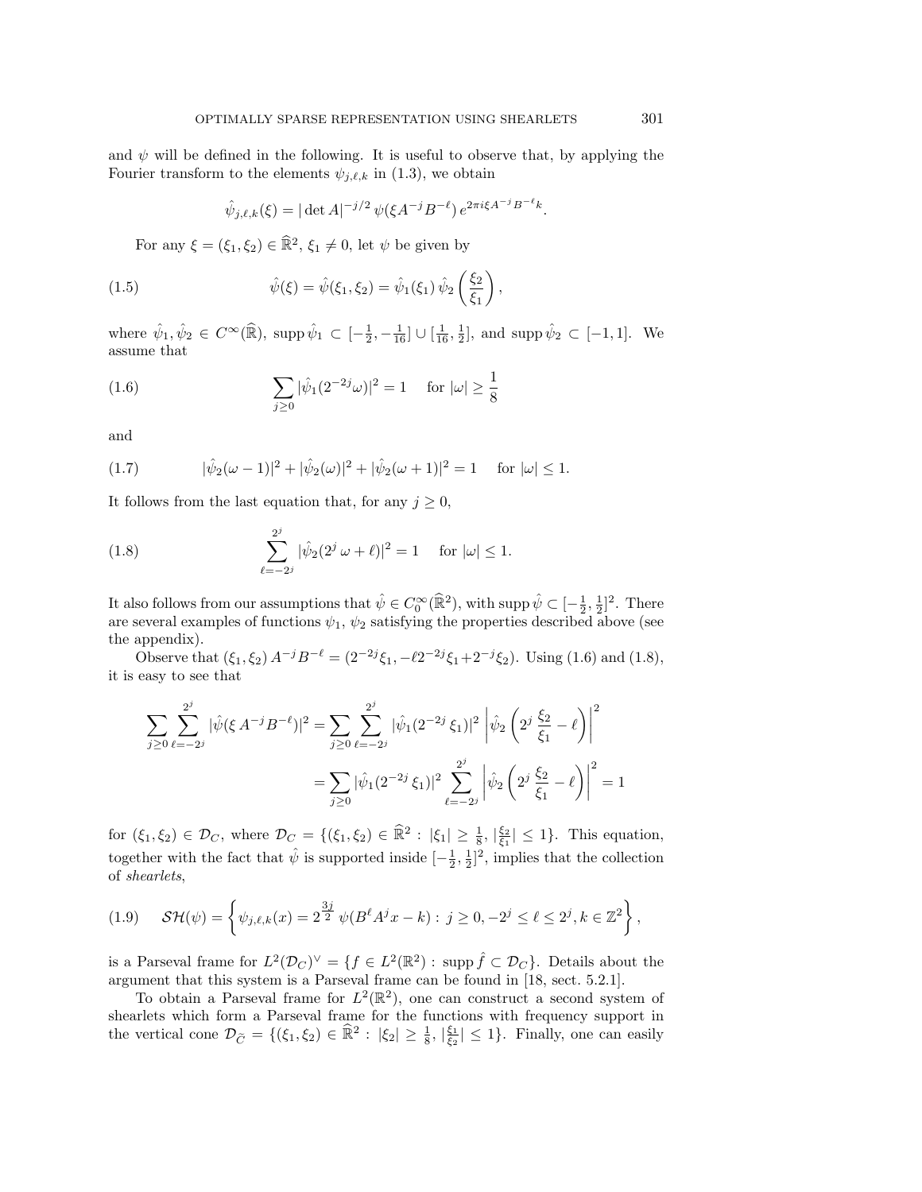and $\psi$ will be defined in the following. It is useful to observe that, by applying the Fourier transform to the elements $\psi_{j,\ell,k}$ in (1.3), we obtain

$$\hat{\psi}_{j,\ell,k}(\xi) = |\det A|^{-j/2}\, \psi(\xi A^{-j} B^{-\ell})\, e^{2\pi i \xi A^{-j} B^{-\ell} k}.$$

For any $\xi = (\xi_1, \xi_2) \in \widehat{\mathbb{R}}^2$, $\xi_1 \neq 0$, let $\psi$ be given by

$$\hat{\psi}(\xi) = \hat{\psi}(\xi_1, \xi_2) = \hat{\psi}_1(\xi_1)\, \hat{\psi}_2\left(\frac{\xi_2}{\xi_1}\right), \tag{1.5}$$

where $\hat{\psi}_1, \hat{\psi}_2 \in C^\infty(\widehat{\mathbb{R}})$, $\operatorname{supp} \hat{\psi}_1 \subset [-\frac{1}{2}, -\frac{1}{16}] \cup [\frac{1}{16}, \frac{1}{2}]$, and $\operatorname{supp} \hat{\psi}_2 \subset [-1, 1]$. We assume that

$$\sum_{j \geq 0} |\hat{\psi}_1(2^{-2j}\omega)|^2 = 1 \quad \text{for } |\omega| \geq \frac{1}{8} \tag{1.6}$$

and

$$|\hat{\psi}_2(\omega - 1)|^2 + |\hat{\psi}_2(\omega)|^2 + |\hat{\psi}_2(\omega + 1)|^2 = 1 \quad \text{for } |\omega| \leq 1. \tag{1.7}$$

It follows from the last equation that, for any $j \geq 0$,

$$\sum_{\ell=-2^j}^{2^j} |\hat{\psi}_2(2^j\, \omega + \ell)|^2 = 1 \quad \text{for } |\omega| \leq 1. \tag{1.8}$$

It also follows from our assumptions that $\hat{\psi} \in C_0^\infty(\widehat{\mathbb{R}}^2)$, with $\operatorname{supp} \hat{\psi} \subset [-\frac{1}{2}, \frac{1}{2}]^2$. There are several examples of functions $\psi_1$, $\psi_2$ satisfying the properties described above (see the appendix).

Observe that $(\xi_1, \xi_2)\, A^{-j} B^{-\ell} = (2^{-2j}\xi_1, -\ell 2^{-2j}\xi_1 + 2^{-j}\xi_2)$. Using (1.6) and (1.8), it is easy to see that

$$\begin{aligned}
\sum_{j \geq 0} \sum_{\ell=-2^j}^{2^j} |\hat{\psi}(\xi\, A^{-j} B^{-\ell})|^2 &= \sum_{j \geq 0} \sum_{\ell=-2^j}^{2^j} |\hat{\psi}_1(2^{-2j}\, \xi_1)|^2 \left| \hat{\psi}_2\left(2^j\, \frac{\xi_2}{\xi_1} - \ell\right) \right|^2 \\
&= \sum_{j \geq 0} |\hat{\psi}_1(2^{-2j}\, \xi_1)|^2 \sum_{\ell=-2^j}^{2^j} \left| \hat{\psi}_2\left(2^j\, \frac{\xi_2}{\xi_1} - \ell\right) \right|^2 = 1
\end{aligned}$$

for $(\xi_1, \xi_2) \in \mathcal{D}_C$, where $\mathcal{D}_C = \{(\xi_1, \xi_2) \in \widehat{\mathbb{R}}^2 : |\xi_1| \geq \frac{1}{8}, |\frac{\xi_2}{\xi_1}| \leq 1\}$. This equation, together with the fact that $\hat{\psi}$ is supported inside $[-\frac{1}{2}, \frac{1}{2}]^2$, implies that the collection of *shearlets*,

$$\mathcal{SH}(\psi) = \left\{ \psi_{j,\ell,k}(x) = 2^{\frac{3j}{2}}\, \psi(B^\ell A^j x - k) : j \geq 0, -2^j \leq \ell \leq 2^j, k \in \mathbb{Z}^2 \right\}, \tag{1.9}$$

is a Parseval frame for $L^2(\mathcal{D}_C)^\vee = \{f \in L^2(\mathbb{R}^2) : \operatorname{supp} \hat{f} \subset \mathcal{D}_C\}$. Details about the argument that this system is a Parseval frame can be found in [18, sect. 5.2.1].

To obtain a Parseval frame for $L^2(\mathbb{R}^2)$, one can construct a second system of shearlets which form a Parseval frame for the functions with frequency support in the vertical cone $\mathcal{D}_{\widetilde{C}} = \{(\xi_1, \xi_2) \in \widehat{\mathbb{R}}^2 : |\xi_2| \geq \frac{1}{8}, |\frac{\xi_1}{\xi_2}| \leq 1\}$. Finally, one can easily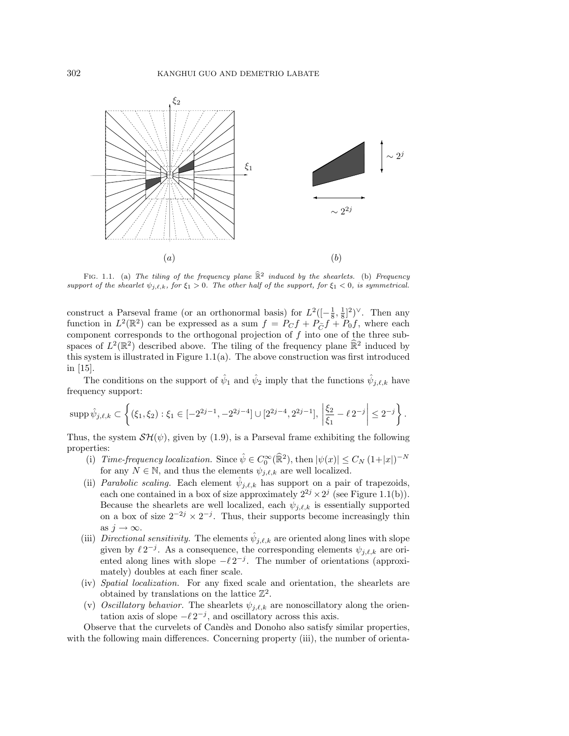FIG. 1.1. (a) *The tiling of the frequency plane* $\widehat{\mathbb{R}}^2$ *induced by the shearlets.* (b) *Frequency support of the shearlet* $\psi_{j,\ell,k}$, *for* $\xi_1 > 0$. *The other half of the support, for* $\xi_1 < 0$, *is symmetrical.*

construct a Parseval frame (or an orthonormal basis) for $L^2([-\frac{1}{8}, \frac{1}{8}]^2)^\vee$. Then any function in $L^2(\mathbb{R}^2)$ can be expressed as a sum $f = P_C f + P_{\widetilde{C}} f + P_0 f$, where each component corresponds to the orthogonal projection of $f$ into one of the three subspaces of $L^2(\mathbb{R}^2)$ described above. The tiling of the frequency plane $\widehat{\mathbb{R}}^2$ induced by this system is illustrated in Figure 1.1(a). The above construction was first introduced in [15].

The conditions on the support of $\hat{\psi}_1$ and $\hat{\psi}_2$ imply that the functions $\hat{\psi}_{j,\ell,k}$ have frequency support:

$$\operatorname{supp} \hat{\psi}_{j,\ell,k} \subset \left\{ (\xi_1, \xi_2) : \xi_1 \in [-2^{2j-1}, -2^{2j-4}] \cup [2^{2j-4}, 2^{2j-1}], \left| \frac{\xi_2}{\xi_1} - \ell \, 2^{-j} \right| \leq 2^{-j} \right\}.$$

Thus, the system $\mathcal{SH}(\psi)$, given by (1.9), is a Parseval frame exhibiting the following properties:

(i) *Time-frequency localization.* Since $\hat{\psi} \in C_0^\infty(\widehat{\mathbb{R}}^2)$, then $|\psi(x)| \leq C_N \, (1+|x|)^{-N}$ for any $N \in \mathbb{N}$, and thus the elements $\psi_{j,\ell,k}$ are well localized.

(ii) *Parabolic scaling.* Each element $\hat{\psi}_{j,\ell,k}$ has support on a pair of trapezoids, each one contained in a box of size approximately $2^{2j} \times 2^j$ (see Figure 1.1(b)). Because the shearlets are well localized, each $\psi_{j,\ell,k}$ is essentially supported on a box of size $2^{-2j} \times 2^{-j}$. Thus, their supports become increasingly thin as $j \to \infty$.

(iii) *Directional sensitivity.* The elements $\hat{\psi}_{j,\ell,k}$ are oriented along lines with slope given by $\ell \, 2^{-j}$. As a consequence, the corresponding elements $\psi_{j,\ell,k}$ are oriented along lines with slope $-\ell \, 2^{-j}$. The number of orientations (approximately) doubles at each finer scale.

(iv) *Spatial localization.* For any fixed scale and orientation, the shearlets are obtained by translations on the lattice $\mathbb{Z}^2$.

(v) *Oscillatory behavior.* The shearlets $\psi_{j,\ell,k}$ are nonoscillatory along the orientation axis of slope $-\ell \, 2^{-j}$, and oscillatory across this axis.

Observe that the curvelets of Candès and Donoho also satisfy similar properties, with the following main differences. Concerning property (iii), the number of orienta-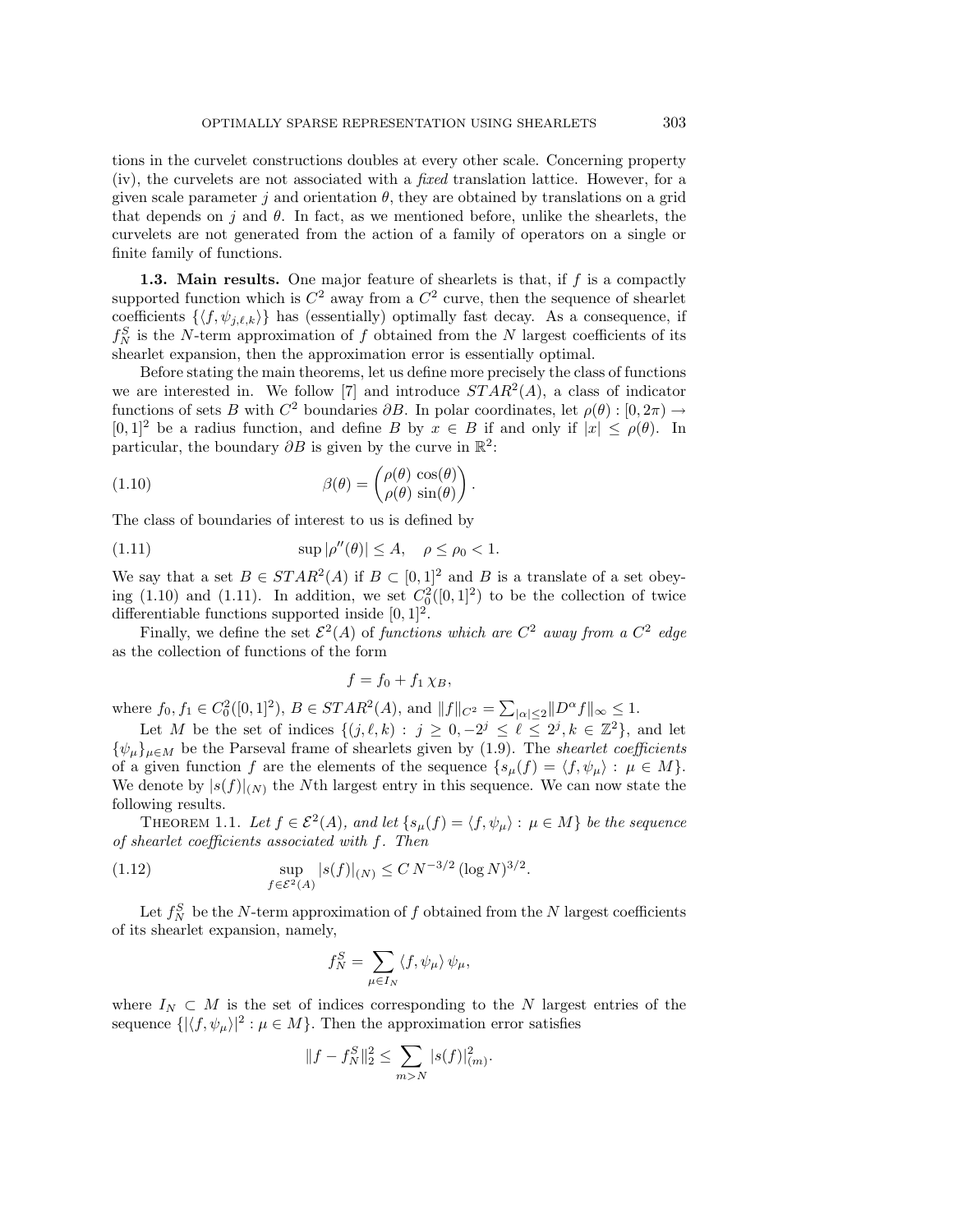tions in the curvelet constructions doubles at every other scale. Concerning property (iv), the curvelets are not associated with a *fixed* translation lattice. However, for a given scale parameter $j$ and orientation $\theta$, they are obtained by translations on a grid that depends on $j$ and $\theta$. In fact, as we mentioned before, unlike the shearlets, the curvelets are not generated from the action of a family of operators on a single or finite family of functions.

**1.3. Main results.** One major feature of shearlets is that, if $f$ is a compactly supported function which is $C^2$ away from a $C^2$ curve, then the sequence of shearlet coefficients $\{\langle f, \psi_{j,\ell,k}\rangle\}$ has (essentially) optimally fast decay. As a consequence, if $f_N^S$ is the $N$-term approximation of $f$ obtained from the $N$ largest coefficients of its shearlet expansion, then the approximation error is essentially optimal.

Before stating the main theorems, let us define more precisely the class of functions we are interested in. We follow [7] and introduce $STAR^2(A)$, a class of indicator functions of sets $B$ with $C^2$ boundaries $\partial B$. In polar coordinates, let $\rho(\theta) : [0, 2\pi) \to [0,1]^2$ be a radius function, and define $B$ by $x \in B$ if and only if $|x| \leq \rho(\theta)$. In particular, the boundary $\partial B$ is given by the curve in $\mathbb{R}^2$:

$$\beta(\theta) = \begin{pmatrix} \rho(\theta)\,\cos(\theta) \\ \rho(\theta)\,\sin(\theta) \end{pmatrix}. \tag{1.10}$$

The class of boundaries of interest to us is defined by

$$\sup |\rho''(\theta)| \leq A, \quad \rho \leq \rho_0 < 1. \tag{1.11}$$

We say that a set $B \in STAR^2(A)$ if $B \subset [0,1]^2$ and $B$ is a translate of a set obeying (1.10) and (1.11). In addition, we set $C_0^2([0,1]^2)$ to be the collection of twice differentiable functions supported inside $[0,1]^2$.

Finally, we define the set $\mathcal{E}^2(A)$ of *functions which are $C^2$ away from a $C^2$ edge* as the collection of functions of the form

$$f = f_0 + f_1\,\chi_B,$$

where $f_0, f_1 \in C_0^2([0,1]^2)$, $B \in STAR^2(A)$, and $\|f\|_{C^2} = \sum_{|\alpha|\leq 2} \|D^\alpha f\|_\infty \leq 1$.

Let $M$ be the set of indices $\{(j,\ell,k) : j \geq 0, -2^j \leq \ell \leq 2^j, k \in \mathbb{Z}^2\}$, and let $\{\psi_\mu\}_{\mu\in M}$ be the Parseval frame of shearlets given by (1.9). The *shearlet coefficients* of a given function $f$ are the elements of the sequence $\{s_\mu(f) = \langle f, \psi_\mu\rangle : \mu \in M\}$. We denote by $|s(f)|_{(N)}$ the $N$th largest entry in this sequence. We can now state the following results.

THEOREM 1.1. *Let $f \in \mathcal{E}^2(A)$, and let $\{s_\mu(f) = \langle f, \psi_\mu\rangle : \mu \in M\}$ be the sequence of shearlet coefficients associated with $f$. Then*

$$\sup_{f\in\mathcal{E}^2(A)} |s(f)|_{(N)} \leq C\, N^{-3/2}\, (\log N)^{3/2}. \tag{1.12}$$

Let $f_N^S$ be the $N$-term approximation of $f$ obtained from the $N$ largest coefficients of its shearlet expansion, namely,

$$f_N^S = \sum_{\mu\in I_N} \langle f, \psi_\mu\rangle\, \psi_\mu,$$

where $I_N \subset M$ is the set of indices corresponding to the $N$ largest entries of the sequence $\{|\langle f, \psi_\mu\rangle|^2 : \mu \in M\}$. Then the approximation error satisfies

$$\|f - f_N^S\|_2^2 \leq \sum_{m>N} |s(f)|_{(m)}^2.$$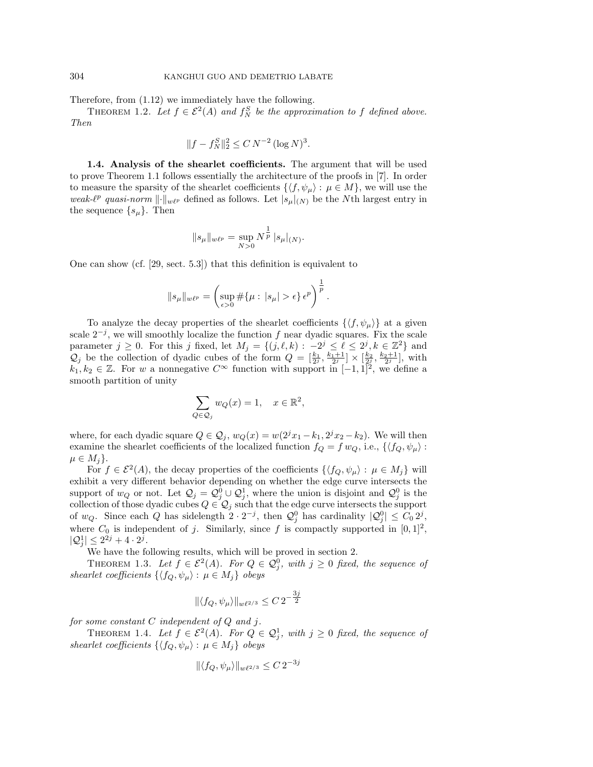Therefore, from (1.12) we immediately have the following.

THEOREM 1.2. *Let $f \in \mathcal{E}^2(A)$ and $f_N^S$ be the approximation to $f$ defined above. Then*

$$\|f - f_N^S\|_2^2 \le C\, N^{-2}\, (\log N)^3.$$

**1.4. Analysis of the shearlet coefficients.** The argument that will be used to prove Theorem 1.1 follows essentially the architecture of the proofs in [7]. In order to measure the sparsity of the shearlet coefficients $\{\langle f, \psi_\mu\rangle : \mu \in M\}$, we will use the *weak-$\ell^p$ quasi-norm* $\|\cdot\|_{w\ell^p}$ defined as follows. Let $|s_\mu|_{(N)}$ be the $N$th largest entry in the sequence $\{s_\mu\}$. Then

$$\|s_\mu\|_{w\ell^p} = \sup_{N>0} N^{\frac{1}{p}}\, |s_\mu|_{(N)}.$$

One can show (cf. [29, sect. 5.3]) that this definition is equivalent to

$$\|s_\mu\|_{w\ell^p} = \left( \sup_{\epsilon>0} \#\{\mu : |s_\mu| > \epsilon\}\, \epsilon^p \right)^{\frac{1}{p}}.$$

To analyze the decay properties of the shearlet coefficients $\{\langle f, \psi_\mu\rangle\}$ at a given scale $2^{-j}$, we will smoothly localize the function $f$ near dyadic squares. Fix the scale parameter $j \ge 0$. For this $j$ fixed, let $M_j = \{(j, \ell, k) : -2^j \le \ell \le 2^j, k \in \mathbb{Z}^2\}$ and $\mathcal{Q}_j$ be the collection of dyadic cubes of the form $Q = [\frac{k_1}{2^j}, \frac{k_1+1}{2^j}] \times [\frac{k_2}{2^j}, \frac{k_2+1}{2^j}]$, with $k_1, k_2 \in \mathbb{Z}$. For $w$ a nonnegative $C^\infty$ function with support in $[-1,1]^2$, we define a smooth partition of unity

$$\sum_{Q \in \mathcal{Q}_j} w_Q(x) = 1, \quad x \in \mathbb{R}^2,$$

where, for each dyadic square $Q \in \mathcal{Q}_j$, $w_Q(x) = w(2^j x_1 - k_1, 2^j x_2 - k_2)$. We will then examine the shearlet coefficients of the localized function $f_Q = f\, w_Q$, i.e., $\{\langle f_Q, \psi_\mu\rangle : \mu \in M_j\}$.

For $f \in \mathcal{E}^2(A)$, the decay properties of the coefficients $\{\langle f_Q, \psi_\mu\rangle : \mu \in M_j\}$ will exhibit a very different behavior depending on whether the edge curve intersects the support of $w_Q$ or not. Let $\mathcal{Q}_j = \mathcal{Q}_j^0 \cup \mathcal{Q}_j^1$, where the union is disjoint and $\mathcal{Q}_j^0$ is the collection of those dyadic cubes $Q \in \mathcal{Q}_j$ such that the edge curve intersects the support of $w_Q$. Since each $Q$ has sidelength $2 \cdot 2^{-j}$, then $\mathcal{Q}_j^0$ has cardinality $|\mathcal{Q}_j^0| \le C_0\, 2^j$, where $C_0$ is independent of $j$. Similarly, since $f$ is compactly supported in $[0,1]^2$, $|\mathcal{Q}_j^1| \le 2^{2j} + 4 \cdot 2^j$.

We have the following results, which will be proved in section 2.

THEOREM 1.3. *Let $f \in \mathcal{E}^2(A)$. For $Q \in \mathcal{Q}_j^0$, with $j \ge 0$ fixed, the sequence of shearlet coefficients $\{\langle f_Q, \psi_\mu\rangle : \mu \in M_j\}$ obeys*

$$\|\langle f_Q, \psi_\mu\rangle\|_{w\ell^{2/3}} \le C\, 2^{-\frac{3j}{2}}$$

*for some constant $C$ independent of $Q$ and $j$.*

THEOREM 1.4. *Let $f \in \mathcal{E}^2(A)$. For $Q \in \mathcal{Q}_j^1$, with $j \ge 0$ fixed, the sequence of shearlet coefficients $\{\langle f_Q, \psi_\mu\rangle : \mu \in M_j\}$ obeys*

$$\|\langle f_Q, \psi_\mu\rangle\|_{w\ell^{2/3}} \le C\, 2^{-3j}$$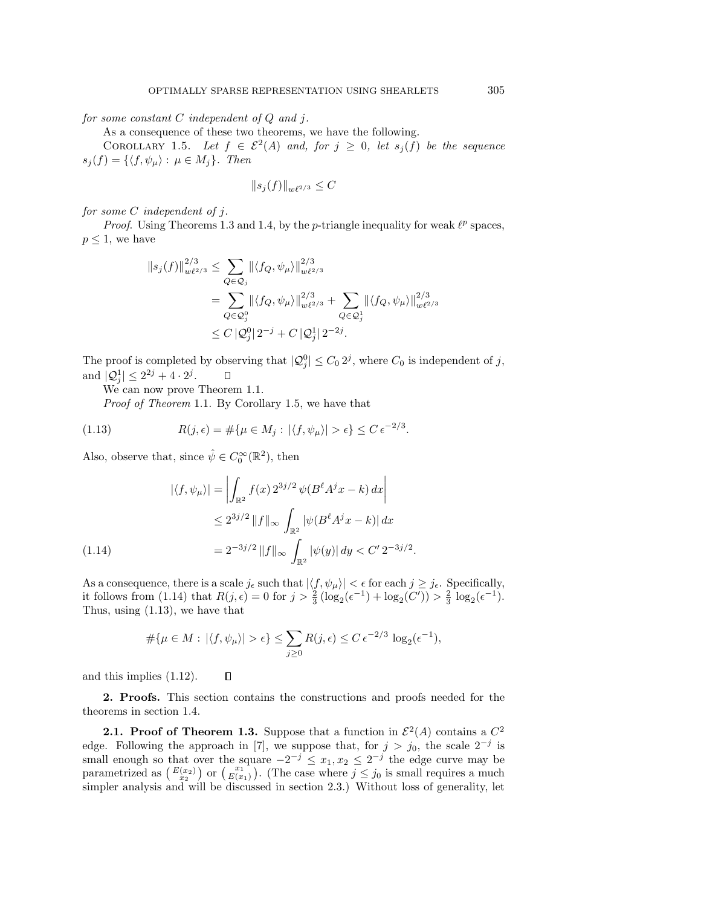*for some constant $C$ independent of $Q$ and $j$.*

As a consequence of these two theorems, we have the following.

COROLLARY 1.5. *Let $f \in \mathcal{E}^2(A)$ and, for $j \geq 0$, let $s_j(f)$ be the sequence $s_j(f) = \{\langle f, \psi_\mu \rangle : \mu \in M_j\}$. Then*

$$\|s_j(f)\|_{w\ell^{2/3}} \leq C$$

*for some $C$ independent of $j$.*

*Proof.* Using Theorems 1.3 and 1.4, by the $p$-triangle inequality for weak $\ell^p$ spaces, $p \leq 1$, we have

$$\begin{aligned}
\|s_j(f)\|_{w\ell^{2/3}}^{2/3} &\leq \sum_{Q \in \mathcal{Q}_j} \|\langle f_Q, \psi_\mu \rangle\|_{w\ell^{2/3}}^{2/3} \\
&= \sum_{Q \in \mathcal{Q}_j^0} \|\langle f_Q, \psi_\mu \rangle\|_{w\ell^{2/3}}^{2/3} + \sum_{Q \in \mathcal{Q}_j^1} \|\langle f_Q, \psi_\mu \rangle\|_{w\ell^{2/3}}^{2/3} \\
&\leq C\, |\mathcal{Q}_j^0|\, 2^{-j} + C\, |\mathcal{Q}_j^1|\, 2^{-2j}.
\end{aligned}$$

The proof is completed by observing that $|\mathcal{Q}_j^0| \leq C_0\, 2^j$, where $C_0$ is independent of $j$, and $|\mathcal{Q}_j^1| \leq 2^{2j} + 4 \cdot 2^j$. $\square$

We can now prove Theorem 1.1.

*Proof of Theorem* 1.1. By Corollary 1.5, we have that

$$R(j, \epsilon) = \#\{\mu \in M_j : |\langle f, \psi_\mu \rangle| > \epsilon\} \leq C\, \epsilon^{-2/3}. \tag{1.13}$$

Also, observe that, since $\hat{\psi} \in C_0^\infty(\mathbb{R}^2)$, then

$$\begin{aligned}
|\langle f, \psi_\mu \rangle| &= \left| \int_{\mathbb{R}^2} f(x)\, 2^{3j/2}\, \psi(B^\ell A^j x - k)\, dx \right| \\
&\leq 2^{3j/2}\, \|f\|_\infty \int_{\mathbb{R}^2} |\psi(B^\ell A^j x - k)|\, dx \\
&= 2^{-3j/2}\, \|f\|_\infty \int_{\mathbb{R}^2} |\psi(y)|\, dy < C'\, 2^{-3j/2}.
\end{aligned} \tag{1.14}$$

As a consequence, there is a scale $j_\epsilon$ such that $|\langle f, \psi_\mu \rangle| < \epsilon$ for each $j \geq j_\epsilon$. Specifically, it follows from (1.14) that $R(j, \epsilon) = 0$ for $j > \frac{2}{3}\,(\log_2(\epsilon^{-1}) + \log_2(C')) > \frac{2}{3}\,\log_2(\epsilon^{-1})$. Thus, using (1.13), we have that

$$\#\{\mu \in M : |\langle f, \psi_\mu \rangle| > \epsilon\} \leq \sum_{j \geq 0} R(j, \epsilon) \leq C\, \epsilon^{-2/3}\, \log_2(\epsilon^{-1}),$$

and this implies (1.12). $\square$

## 2. Proofs.

This section contains the constructions and proofs needed for the theorems in section 1.4.

### 2.1. Proof of Theorem 1.3.

Suppose that a function in $\mathcal{E}^2(A)$ contains a $C^2$ edge. Following the approach in [7], we suppose that, for $j > j_0$, the scale $2^{-j}$ is small enough so that over the square $-2^{-j} \leq x_1, x_2 \leq 2^{-j}$ the edge curve may be parametrized as $\binom{E(x_2)}{x_2}$ or $\binom{x_1}{E(x_1)}$. (The case where $j \leq j_0$ is small requires a much simpler analysis and will be discussed in section 2.3.) Without loss of generality, let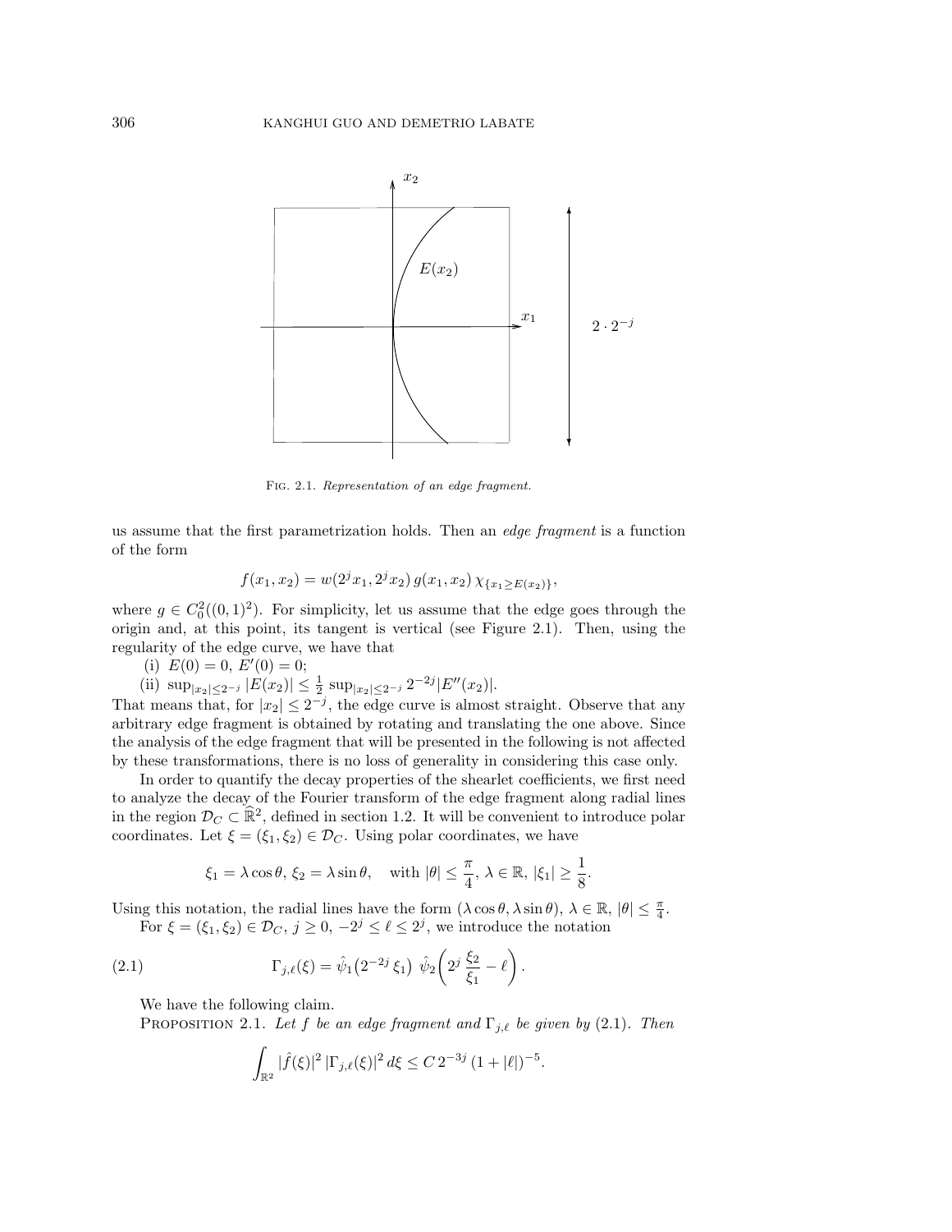FIG. 2.1. *Representation of an edge fragment.*

us assume that the first parametrization holds. Then an *edge fragment* is a function of the form

$$f(x_1, x_2) = w(2^j x_1, 2^j x_2)\, g(x_1, x_2)\, \chi_{\{x_1 \geq E(x_2)\}},$$

where $g \in C_0^2((0,1)^2)$. For simplicity, let us assume that the edge goes through the origin and, at this point, its tangent is vertical (see Figure 2.1). Then, using the regularity of the edge curve, we have that

(i) $E(0) = 0$, $E'(0) = 0$;

(ii) $\sup_{|x_2| \leq 2^{-j}} |E(x_2)| \leq \frac{1}{2} \sup_{|x_2| \leq 2^{-j}} 2^{-2j} |E''(x_2)|$.

That means that, for $|x_2| \leq 2^{-j}$, the edge curve is almost straight. Observe that any arbitrary edge fragment is obtained by rotating and translating the one above. Since the analysis of the edge fragment that will be presented in the following is not affected by these transformations, there is no loss of generality in considering this case only.

In order to quantify the decay properties of the shearlet coefficients, we first need to analyze the decay of the Fourier transform of the edge fragment along radial lines in the region $\mathcal{D}_C \subset \widehat{\mathbb{R}}^2$, defined in section 1.2. It will be convenient to introduce polar coordinates. Let $\xi = (\xi_1, \xi_2) \in \mathcal{D}_C$. Using polar coordinates, we have

$$\xi_1 = \lambda \cos\theta,\ \xi_2 = \lambda \sin\theta, \quad \text{with } |\theta| \leq \frac{\pi}{4},\ \lambda \in \mathbb{R},\ |\xi_1| \geq \frac{1}{8}.$$

Using this notation, the radial lines have the form $(\lambda \cos\theta, \lambda \sin\theta)$, $\lambda \in \mathbb{R}$, $|\theta| \leq \frac{\pi}{4}$.

For $\xi = (\xi_1, \xi_2) \in \mathcal{D}_C$, $j \geq 0$, $-2^j \leq \ell \leq 2^j$, we introduce the notation

$$\Gamma_{j,\ell}(\xi) = \hat{\psi}_1\big(2^{-2j}\, \xi_1\big)\ \hat{\psi}_2\!\left(2^j\, \frac{\xi_2}{\xi_1} - \ell\right). \tag{2.1}$$

We have the following claim.

PROPOSITION 2.1. *Let $f$ be an edge fragment and $\Gamma_{j,\ell}$ be given by (2.1). Then*

$$\int_{\mathbb{R}^2} |\hat{f}(\xi)|^2\, |\Gamma_{j,\ell}(\xi)|^2\, d\xi \leq C\, 2^{-3j}\, (1 + |\ell|)^{-5}.$$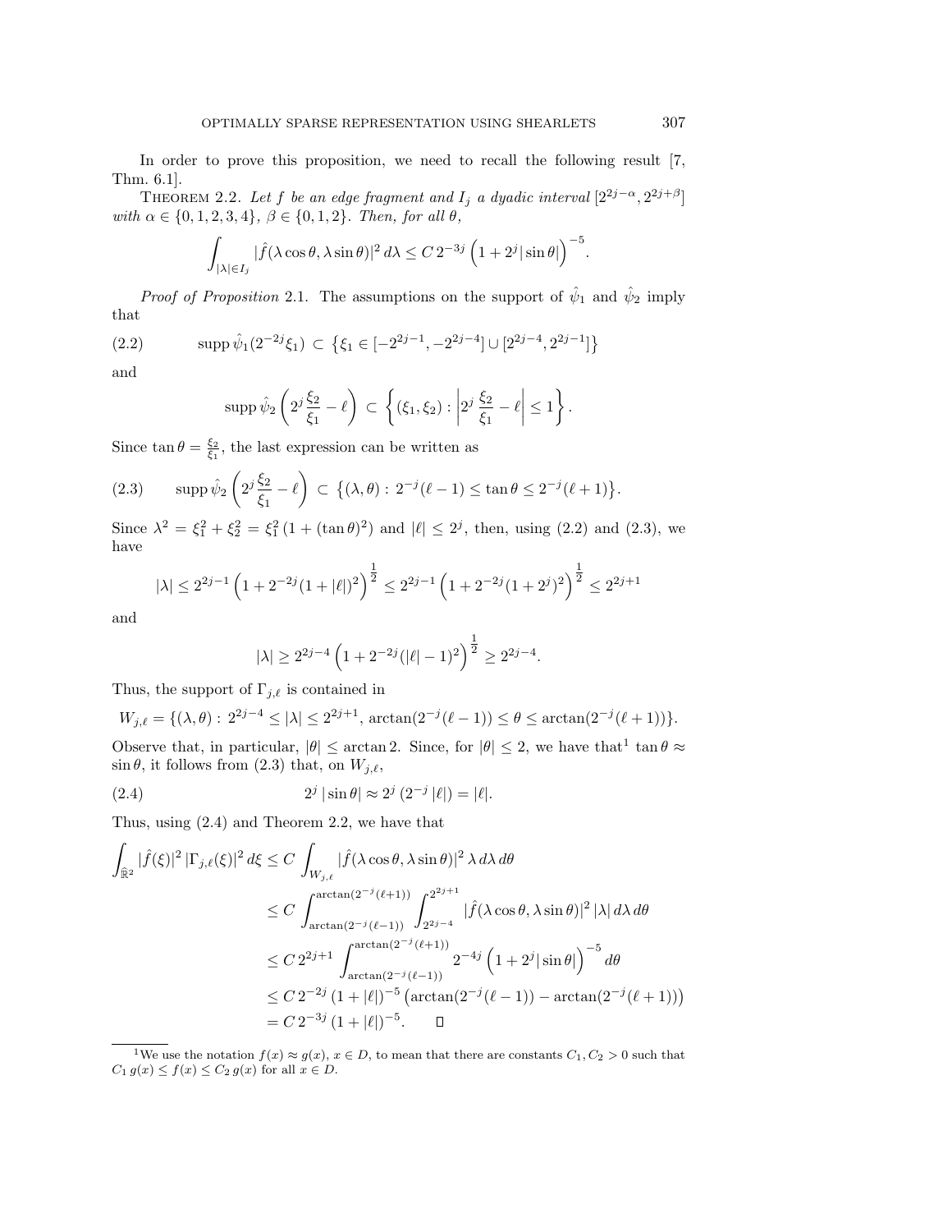In order to prove this proposition, we need to recall the following result [7, Thm. 6.1].

THEOREM 2.2. *Let $f$ be an edge fragment and $I_j$ a dyadic interval $[2^{2j-\alpha}, 2^{2j+\beta}]$ with $\alpha \in \{0,1,2,3,4\}$, $\beta \in \{0,1,2\}$. Then, for all $\theta$,*

$$\int_{|\lambda|\in I_j} |\hat{f}(\lambda\cos\theta, \lambda\sin\theta)|^2 \, d\lambda \le C\, 2^{-3j} \left(1 + 2^j |\sin\theta|\right)^{-5}.$$

*Proof of Proposition* 2.1. The assumptions on the support of $\hat{\psi}_1$ and $\hat{\psi}_2$ imply that

$$\operatorname{supp} \hat{\psi}_1(2^{-2j}\xi_1) \subset \left\{\xi_1 \in [-2^{2j-1}, -2^{2j-4}] \cup [2^{2j-4}, 2^{2j-1}]\right\} \tag{2.2}$$

and

$$\operatorname{supp} \hat{\psi}_2\left(2^j \frac{\xi_2}{\xi_1} - \ell\right) \subset \left\{(\xi_1,\xi_2) : \left|2^j \frac{\xi_2}{\xi_1} - \ell\right| \le 1\right\}.$$

Since $\tan\theta = \frac{\xi_2}{\xi_1}$, the last expression can be written as

$$\operatorname{supp} \hat{\psi}_2\left(2^j \frac{\xi_2}{\xi_1} - \ell\right) \subset \left\{(\lambda,\theta) : 2^{-j}(\ell-1) \le \tan\theta \le 2^{-j}(\ell+1)\right\}. \tag{2.3}$$

Since $\lambda^2 = \xi_1^2 + \xi_2^2 = \xi_1^2\,(1 + (\tan\theta)^2)$ and $|\ell| \le 2^j$, then, using (2.2) and (2.3), we have

$$|\lambda| \le 2^{2j-1}\left(1 + 2^{-2j}(1+|\ell|)^2\right)^{\frac{1}{2}} \le 2^{2j-1}\left(1 + 2^{-2j}(1+2^j)^2\right)^{\frac{1}{2}} \le 2^{2j+1}$$

and

$$|\lambda| \ge 2^{2j-4}\left(1 + 2^{-2j}(|\ell|-1)^2\right)^{\frac{1}{2}} \ge 2^{2j-4}.$$

Thus, the support of $\Gamma_{j,\ell}$ is contained in

$$W_{j,\ell} = \{(\lambda,\theta) : 2^{2j-4} \le |\lambda| \le 2^{2j+1},\ \arctan(2^{-j}(\ell-1)) \le \theta \le \arctan(2^{-j}(\ell+1))\}.$$

Observe that, in particular, $|\theta| \le \arctan 2$. Since, for $|\theta| \le 2$, we have that[1] $\tan\theta \approx \sin\theta$, it follows from (2.3) that, on $W_{j,\ell}$,

$$2^j\,|\sin\theta| \approx 2^j\,(2^{-j}\,|\ell|) = |\ell|. \tag{2.4}$$

Thus, using (2.4) and Theorem 2.2, we have that

$$\begin{aligned}
\int_{\hat{\mathbb{R}}^2} |\hat{f}(\xi)|^2\, |\Gamma_{j,\ell}(\xi)|^2\, d\xi &\le C \int_{W_{j,\ell}} |\hat{f}(\lambda\cos\theta, \lambda\sin\theta)|^2\, \lambda\, d\lambda\, d\theta \\
&\le C \int_{\arctan(2^{-j}(\ell-1))}^{\arctan(2^{-j}(\ell+1))} \int_{2^{2j-4}}^{2^{2j+1}} |\hat{f}(\lambda\cos\theta, \lambda\sin\theta)|^2\, |\lambda|\, d\lambda\, d\theta \\
&\le C\, 2^{2j+1} \int_{\arctan(2^{-j}(\ell-1))}^{\arctan(2^{-j}(\ell+1))} 2^{-4j}\left(1 + 2^j|\sin\theta|\right)^{-5} d\theta \\
&\le C\, 2^{-2j}\,(1+|\ell|)^{-5}\left(\arctan(2^{-j}(\ell-1)) - \arctan(2^{-j}(\ell+1))\right) \\
&= C\, 2^{-3j}\,(1+|\ell|)^{-5}. \qquad \square
\end{aligned}$$

[1] We use the notation $f(x) \approx g(x)$, $x \in D$, to mean that there are constants $C_1, C_2 > 0$ such that $C_1\, g(x) \le f(x) \le C_2\, g(x)$ for all $x \in D$.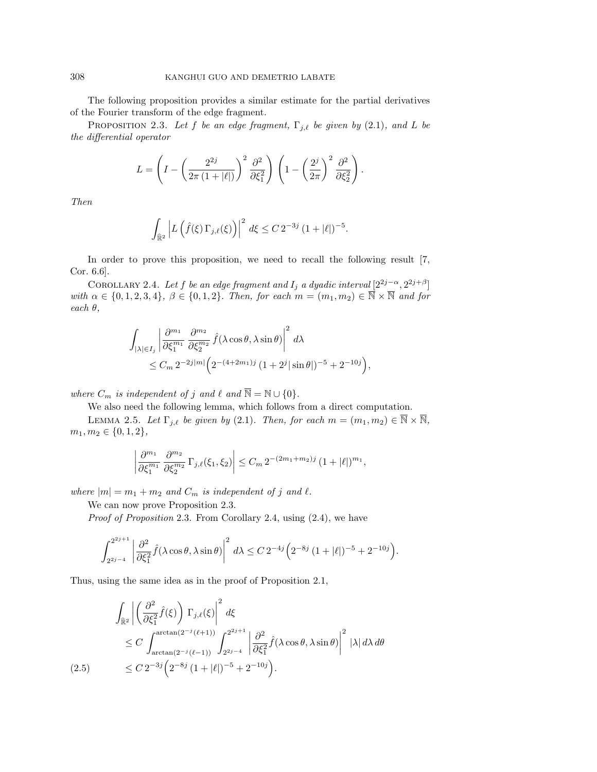The following proposition provides a similar estimate for the partial derivatives of the Fourier transform of the edge fragment.

PROPOSITION 2.3. *Let $f$ be an edge fragment, $\Gamma_{j,\ell}$ be given by (2.1), and $L$ be the differential operator*

$$L = \left( I - \left( \frac{2^{2j}}{2\pi\,(1+|\ell|)} \right)^2 \frac{\partial^2}{\partial \xi_1^2} \right) \left( 1 - \left( \frac{2^j}{2\pi} \right)^2 \frac{\partial^2}{\partial \xi_2^2} \right).$$

*Then*

$$\int_{\widehat{\mathbb{R}}^2} \left| L\left( \hat{f}(\xi)\, \Gamma_{j,\ell}(\xi) \right) \right|^2 d\xi \le C\, 2^{-3j}\, (1+|\ell|)^{-5}.$$

In order to prove this proposition, we need to recall the following result [7, Cor. 6.6].

COROLLARY 2.4. *Let $f$ be an edge fragment and $I_j$ a dyadic interval $[2^{2j-\alpha}, 2^{2j+\beta}]$ with $\alpha \in \{0,1,2,3,4\}$, $\beta \in \{0,1,2\}$. Then, for each $m = (m_1, m_2) \in \overline{\mathbb{N}} \times \overline{\mathbb{N}}$ and for each $\theta$,*

$$\begin{aligned}
\int_{|\lambda| \in I_j} & \left| \frac{\partial^{m_1}}{\partial \xi_1^{m_1}} \frac{\partial^{m_2}}{\partial \xi_2^{m_2}} \hat{f}(\lambda\cos\theta, \lambda\sin\theta) \right|^2 d\lambda \\
& \le C_m\, 2^{-2j|m|} \Big( 2^{-(4+2m_1)j}\, (1+2^j|\sin\theta|)^{-5} + 2^{-10j} \Big),
\end{aligned}$$

*where $C_m$ is independent of $j$ and $\ell$ and $\overline{\mathbb{N}} = \mathbb{N} \cup \{0\}$.*

We also need the following lemma, which follows from a direct computation.

LEMMA 2.5. *Let $\Gamma_{j,\ell}$ be given by (2.1). Then, for each $m = (m_1, m_2) \in \overline{\mathbb{N}} \times \overline{\mathbb{N}}$, $m_1, m_2 \in \{0,1,2\}$,*

$$\left| \frac{\partial^{m_1}}{\partial \xi_1^{m_1}} \frac{\partial^{m_2}}{\partial \xi_2^{m_2}} \Gamma_{j,\ell}(\xi_1, \xi_2) \right| \le C_m\, 2^{-(2m_1+m_2)j}\, (1+|\ell|)^{m_1},$$

*where $|m| = m_1 + m_2$ and $C_m$ is independent of $j$ and $\ell$.*

We can now prove Proposition 2.3.

*Proof of Proposition* 2.3. From Corollary 2.4, using (2.4), we have

$$\int_{2^{2j-4}}^{2^{2j+1}} \left| \frac{\partial^2}{\partial \xi_1^2} \hat{f}(\lambda\cos\theta, \lambda\sin\theta) \right|^2 d\lambda \le C\, 2^{-4j} \Big( 2^{-8j}\, (1+|\ell|)^{-5} + 2^{-10j} \Big).$$

Thus, using the same idea as in the proof of Proposition 2.1,

$$\begin{aligned}
\int_{\widehat{\mathbb{R}}^2} & \left| \left( \frac{\partial^2}{\partial \xi_1^2} \hat{f}(\xi) \right) \Gamma_{j,\ell}(\xi) \right|^2 d\xi \\
& \le C \int_{\arctan(2^{-j}(\ell-1))}^{\arctan(2^{-j}(\ell+1))} \int_{2^{2j-4}}^{2^{2j+1}} \left| \frac{\partial^2}{\partial \xi_1^2} \hat{f}(\lambda\cos\theta, \lambda\sin\theta) \right|^2 |\lambda|\, d\lambda\, d\theta \\
& \le C\, 2^{-3j} \Big( 2^{-8j}\, (1+|\ell|)^{-5} + 2^{-10j} \Big).
\end{aligned} \tag{2.5}$$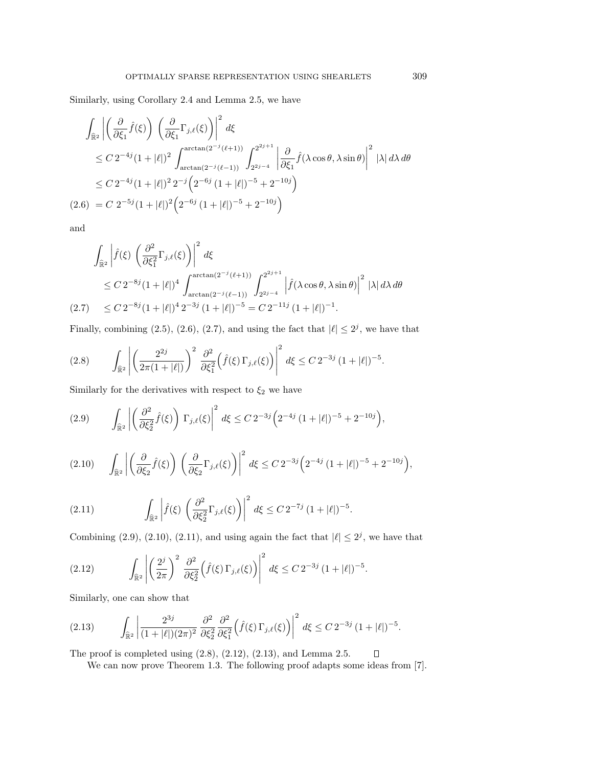Similarly, using Corollary 2.4 and Lemma 2.5, we have

$$
\begin{aligned}
&\int_{\widehat{\mathbb{R}}^2} \left| \left( \frac{\partial}{\partial \xi_1} \hat{f}(\xi) \right) \left( \frac{\partial}{\partial \xi_1} \Gamma_{j,\ell}(\xi) \right) \right|^2 d\xi \\
&\quad \le C\, 2^{-4j} (1+|\ell|)^2 \int_{\arctan(2^{-j}(\ell-1))}^{\arctan(2^{-j}(\ell+1))} \int_{2^{2j-4}}^{2^{2j+1}} \left| \frac{\partial}{\partial \xi_1} \hat{f}(\lambda \cos\theta, \lambda \sin\theta) \right|^2 |\lambda| \, d\lambda \, d\theta \\
&\quad \le C\, 2^{-4j} (1+|\ell|)^2 \, 2^{-j} \Big( 2^{-6j} \, (1+|\ell|)^{-5} + 2^{-10j} \Big) \\
&\quad = C\, 2^{-5j} (1+|\ell|)^2 \Big( 2^{-6j} \, (1+|\ell|)^{-5} + 2^{-10j} \Big) \qquad (2.6)
\end{aligned}
$$

and

$$
\begin{aligned}
&\int_{\widehat{\mathbb{R}}^2} \left| \hat{f}(\xi) \left( \frac{\partial^2}{\partial \xi_1^2} \Gamma_{j,\ell}(\xi) \right) \right|^2 d\xi \\
&\quad \le C\, 2^{-8j} (1+|\ell|)^4 \int_{\arctan(2^{-j}(\ell-1))}^{\arctan(2^{-j}(\ell+1))} \int_{2^{2j-4}}^{2^{2j+1}} \left| \hat{f}(\lambda \cos\theta, \lambda \sin\theta) \right|^2 |\lambda| \, d\lambda \, d\theta \\
&\quad \le C\, 2^{-8j} (1+|\ell|)^4 \, 2^{-3j} \, (1+|\ell|)^{-5} = C\, 2^{-11j} \, (1+|\ell|)^{-1}. \qquad (2.7)
\end{aligned}
$$

Finally, combining (2.5), (2.6), (2.7), and using the fact that $|\ell| \le 2^j$, we have that

$$
\int_{\widehat{\mathbb{R}}^2} \left| \left( \frac{2^{2j}}{2\pi(1+|\ell|)} \right)^2 \frac{\partial^2}{\partial \xi_1^2} \Big( \hat{f}(\xi) \, \Gamma_{j,\ell}(\xi) \Big) \right|^2 d\xi \le C\, 2^{-3j} \, (1+|\ell|)^{-5}. \qquad (2.8)
$$

Similarly for the derivatives with respect to $\xi_2$ we have

$$
\int_{\widehat{\mathbb{R}}^2} \left| \left( \frac{\partial^2}{\partial \xi_2^2} \hat{f}(\xi) \right) \Gamma_{j,\ell}(\xi) \right|^2 d\xi \le C\, 2^{-3j} \Big( 2^{-4j} \, (1+|\ell|)^{-5} + 2^{-10j} \Big), \qquad (2.9)
$$

$$
\int_{\widehat{\mathbb{R}}^2} \left| \left( \frac{\partial}{\partial \xi_2} \hat{f}(\xi) \right) \left( \frac{\partial}{\partial \xi_2} \Gamma_{j,\ell}(\xi) \right) \right|^2 d\xi \le C\, 2^{-3j} \Big( 2^{-4j} \, (1+|\ell|)^{-5} + 2^{-10j} \Big), \qquad (2.10)
$$

$$
\int_{\widehat{\mathbb{R}}^2} \left| \hat{f}(\xi) \left( \frac{\partial^2}{\partial \xi_2^2} \Gamma_{j,\ell}(\xi) \right) \right|^2 d\xi \le C\, 2^{-7j} \, (1+|\ell|)^{-5}. \qquad (2.11)
$$

Combining (2.9), (2.10), (2.11), and using again the fact that $|\ell| \le 2^j$, we have that

$$
\int_{\widehat{\mathbb{R}}^2} \left| \left( \frac{2^j}{2\pi} \right)^2 \frac{\partial^2}{\partial \xi_2^2} \Big( \hat{f}(\xi) \, \Gamma_{j,\ell}(\xi) \Big) \right|^2 d\xi \le C\, 2^{-3j} \, (1+|\ell|)^{-5}. \qquad (2.12)
$$

Similarly, one can show that

$$
\int_{\widehat{\mathbb{R}}^2} \left| \frac{2^{3j}}{(1+|\ell|)(2\pi)^2} \frac{\partial^2}{\partial \xi_2^2} \frac{\partial^2}{\partial \xi_1^2} \Big( \hat{f}(\xi) \, \Gamma_{j,\ell}(\xi) \Big) \right|^2 d\xi \le C\, 2^{-3j} \, (1+|\ell|)^{-5}. \qquad (2.13)
$$

The proof is completed using (2.8), (2.12), (2.13), and Lemma 2.5. □

We can now prove Theorem 1.3. The following proof adapts some ideas from [7].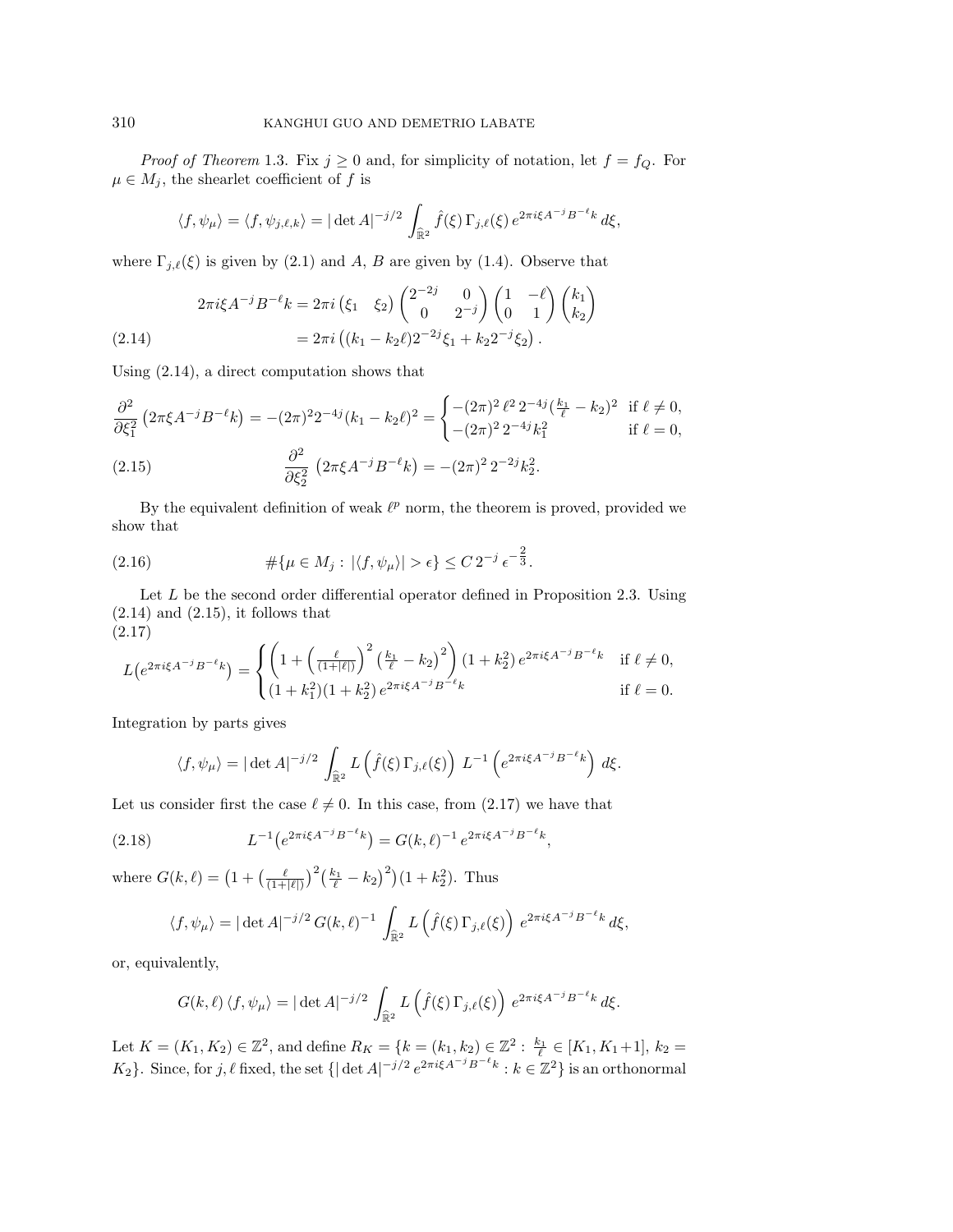*Proof of Theorem* 1.3. Fix $j \geq 0$ and, for simplicity of notation, let $f = f_Q$. For $\mu \in M_j$, the shearlet coefficient of $f$ is

$$\langle f, \psi_\mu \rangle = \langle f, \psi_{j,\ell,k} \rangle = |\det A|^{-j/2} \int_{\widehat{\mathbb{R}}^2} \hat{f}(\xi)\, \Gamma_{j,\ell}(\xi)\, e^{2\pi i \xi A^{-j} B^{-\ell} k}\, d\xi,$$

where $\Gamma_{j,\ell}(\xi)$ is given by (2.1) and $A$, $B$ are given by (1.4). Observe that

$$
\begin{aligned}
2\pi i \xi A^{-j} B^{-\ell} k &= 2\pi i \begin{pmatrix} \xi_1 & \xi_2 \end{pmatrix} \begin{pmatrix} 2^{-2j} & 0 \\ 0 & 2^{-j} \end{pmatrix} \begin{pmatrix} 1 & -\ell \\ 0 & 1 \end{pmatrix} \begin{pmatrix} k_1 \\ k_2 \end{pmatrix} \\
&= 2\pi i \left( (k_1 - k_2 \ell) 2^{-2j} \xi_1 + k_2 2^{-j} \xi_2 \right). \qquad (2.14)
\end{aligned}
$$

Using (2.14), a direct computation shows that

$$
\begin{aligned}
\frac{\partial^2}{\partial \xi_1^2} \left( 2\pi \xi A^{-j} B^{-\ell} k \right) &= -(2\pi)^2 2^{-4j} (k_1 - k_2 \ell)^2 = \begin{cases} -(2\pi)^2\, \ell^2\, 2^{-4j} (\frac{k_1}{\ell} - k_2)^2 & \text{if } \ell \neq 0, \\ -(2\pi)^2\, 2^{-4j} k_1^2 & \text{if } \ell = 0, \end{cases} \\
\frac{\partial^2}{\partial \xi_2^2} \left( 2\pi \xi A^{-j} B^{-\ell} k \right) &= -(2\pi)^2\, 2^{-2j} k_2^2. \qquad (2.15)
\end{aligned}
$$

By the equivalent definition of weak $\ell^p$ norm, the theorem is proved, provided we show that

$$\#\{\mu \in M_j : |\langle f, \psi_\mu \rangle| > \epsilon\} \leq C\, 2^{-j}\, \epsilon^{-\frac{2}{3}}. \qquad (2.16)$$

Let $L$ be the second order differential operator defined in Proposition 2.3. Using (2.14) and (2.15), it follows that

$$L\big(e^{2\pi i \xi A^{-j} B^{-\ell} k}\big) = \begin{cases} \left( 1 + \left( \frac{\ell}{(1+|\ell|)} \right)^2 \left( \frac{k_1}{\ell} - k_2 \right)^2 \right) (1 + k_2^2)\, e^{2\pi i \xi A^{-j} B^{-\ell} k} & \text{if } \ell \neq 0, \\ (1 + k_1^2)(1 + k_2^2)\, e^{2\pi i \xi A^{-j} B^{-\ell} k} & \text{if } \ell = 0. \end{cases} \qquad (2.17)$$

Integration by parts gives

$$\langle f, \psi_\mu \rangle = |\det A|^{-j/2} \int_{\widehat{\mathbb{R}}^2} L\left( \hat{f}(\xi)\, \Gamma_{j,\ell}(\xi) \right)\, L^{-1}\left( e^{2\pi i \xi A^{-j} B^{-\ell} k} \right)\, d\xi.$$

Let us consider first the case $\ell \neq 0$. In this case, from (2.17) we have that

$$L^{-1}\big(e^{2\pi i \xi A^{-j} B^{-\ell} k}\big) = G(k,\ell)^{-1}\, e^{2\pi i \xi A^{-j} B^{-\ell} k}, \qquad (2.18)$$

where $G(k,\ell) = \big(1 + \big(\frac{\ell}{(1+|\ell|)}\big)^2 \big(\frac{k_1}{\ell} - k_2\big)^2\big)(1 + k_2^2)$. Thus

$$\langle f, \psi_\mu \rangle = |\det A|^{-j/2}\, G(k,\ell)^{-1} \int_{\widehat{\mathbb{R}}^2} L\left( \hat{f}(\xi)\, \Gamma_{j,\ell}(\xi) \right)\, e^{2\pi i \xi A^{-j} B^{-\ell} k}\, d\xi,$$

or, equivalently,

$$G(k,\ell)\, \langle f, \psi_\mu \rangle = |\det A|^{-j/2} \int_{\widehat{\mathbb{R}}^2} L\left( \hat{f}(\xi)\, \Gamma_{j,\ell}(\xi) \right)\, e^{2\pi i \xi A^{-j} B^{-\ell} k}\, d\xi.$$

Let $K = (K_1, K_2) \in \mathbb{Z}^2$, and define $R_K = \{k = (k_1, k_2) \in \mathbb{Z}^2 : \frac{k_1}{\ell} \in [K_1, K_1 + 1],\ k_2 = K_2\}$. Since, for $j, \ell$ fixed, the set $\{|\det A|^{-j/2}\, e^{2\pi i \xi A^{-j} B^{-\ell} k} : k \in \mathbb{Z}^2\}$ is an orthonormal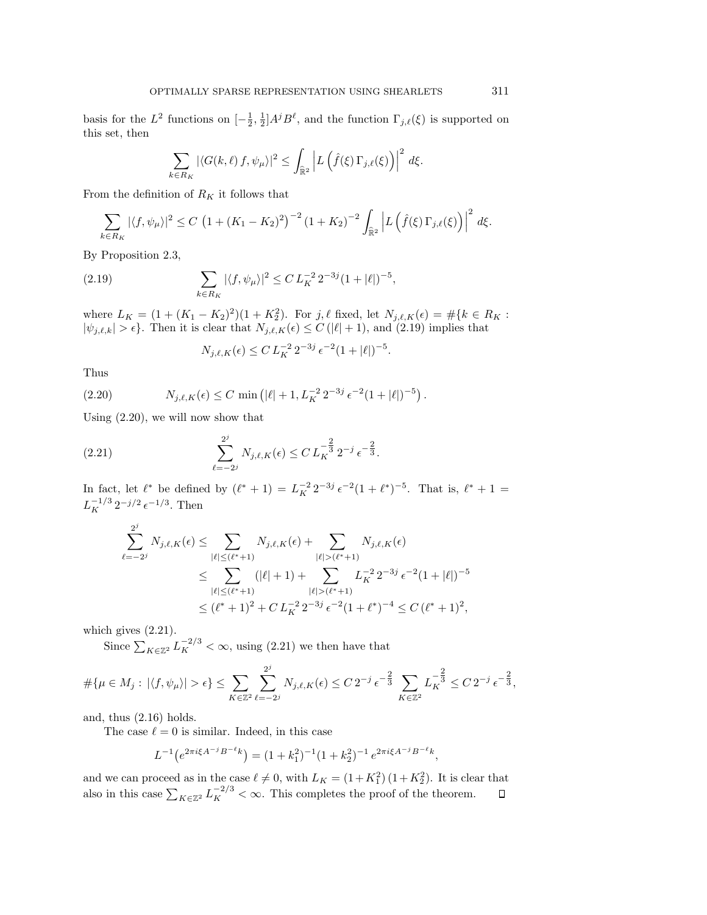basis for the $L^2$ functions on $[-\frac{1}{2},\frac{1}{2}]A^jB^\ell$, and the function $\Gamma_{j,\ell}(\xi)$ is supported on this set, then

$$\sum_{k\in R_K} |\langle G(k,\ell)\, f, \psi_\mu\rangle|^2 \le \int_{\widehat{\mathbb{R}}^2} \left| L\left(\hat f(\xi)\,\Gamma_{j,\ell}(\xi)\right)\right|^2 \,d\xi.$$

From the definition of $R_K$ it follows that

$$\sum_{k\in R_K} |\langle f, \psi_\mu\rangle|^2 \le C\,\left(1+(K_1-K_2)^2\right)^{-2}(1+K_2)^{-2}\int_{\widehat{\mathbb{R}}^2} \left| L\left(\hat f(\xi)\,\Gamma_{j,\ell}(\xi)\right)\right|^2 \,d\xi.$$

By Proposition 2.3,

$$\sum_{k\in R_K} |\langle f, \psi_\mu\rangle|^2 \le C\, L_K^{-2}\, 2^{-3j}(1+|\ell|)^{-5}, \tag{2.19}$$

where $L_K = (1+(K_1-K_2)^2)(1+K_2^2)$. For $j,\ell$ fixed, let $N_{j,\ell,K}(\epsilon) = \#\{k\in R_K : |\psi_{j,\ell,k}| > \epsilon\}$. Then it is clear that $N_{j,\ell,K}(\epsilon) \le C\,(|\ell|+1)$, and (2.19) implies that

$$N_{j,\ell,K}(\epsilon) \le C\, L_K^{-2}\, 2^{-3j}\,\epsilon^{-2}(1+|\ell|)^{-5}.$$

Thus

$$N_{j,\ell,K}(\epsilon) \le C\,\min\left(|\ell|+1, L_K^{-2}\,2^{-3j}\,\epsilon^{-2}(1+|\ell|)^{-5}\right). \tag{2.20}$$

Using (2.20), we will now show that

$$\sum_{\ell=-2^j}^{2^j} N_{j,\ell,K}(\epsilon) \le C\, L_K^{-\frac{2}{3}}\, 2^{-j}\,\epsilon^{-\frac{2}{3}}. \tag{2.21}$$

In fact, let $\ell^*$ be defined by $(\ell^*+1) = L_K^{-2}\,2^{-3j}\,\epsilon^{-2}(1+\ell^*)^{-5}$. That is, $\ell^*+1 = L_K^{-1/3}\,2^{-j/2}\,\epsilon^{-1/3}$. Then

$$\begin{aligned}
\sum_{\ell=-2^j}^{2^j} N_{j,\ell,K}(\epsilon) &\le \sum_{|\ell|\le(\ell^*+1)} N_{j,\ell,K}(\epsilon) + \sum_{|\ell|>(\ell^*+1)} N_{j,\ell,K}(\epsilon)\\
&\le \sum_{|\ell|\le(\ell^*+1)} (|\ell|+1) + \sum_{|\ell|>(\ell^*+1)} L_K^{-2}\,2^{-3j}\,\epsilon^{-2}(1+|\ell|)^{-5}\\
&\le (\ell^*+1)^2 + C\,L_K^{-2}\,2^{-3j}\,\epsilon^{-2}(1+\ell^*)^{-4} \le C\,(\ell^*+1)^2,
\end{aligned}$$

which gives (2.21).

Since $\sum_{K\in\mathbb{Z}^2} L_K^{-2/3} < \infty$, using (2.21) we then have that

$$\#\{\mu\in M_j : |\langle f,\psi_\mu\rangle| > \epsilon\} \le \sum_{K\in\mathbb{Z}^2}\sum_{\ell=-2^j}^{2^j} N_{j,\ell,K}(\epsilon) \le C\,2^{-j}\,\epsilon^{-\frac{2}{3}} \sum_{K\in\mathbb{Z}^2} L_K^{-\frac{2}{3}} \le C\,2^{-j}\,\epsilon^{-\frac{2}{3}},$$

and, thus (2.16) holds.

The case $\ell=0$ is similar. Indeed, in this case

$$L^{-1}\left(e^{2\pi i\xi A^{-j}B^{-\ell}k}\right) = (1+k_1^2)^{-1}(1+k_2^2)^{-1}\,e^{2\pi i\xi A^{-j}B^{-\ell}k},$$

and we can proceed as in the case $\ell\neq 0$, with $L_K = (1+K_1^2)\,(1+K_2^2)$. It is clear that also in this case $\sum_{K\in\mathbb{Z}^2} L_K^{-2/3} < \infty$. This completes the proof of the theorem. $\square$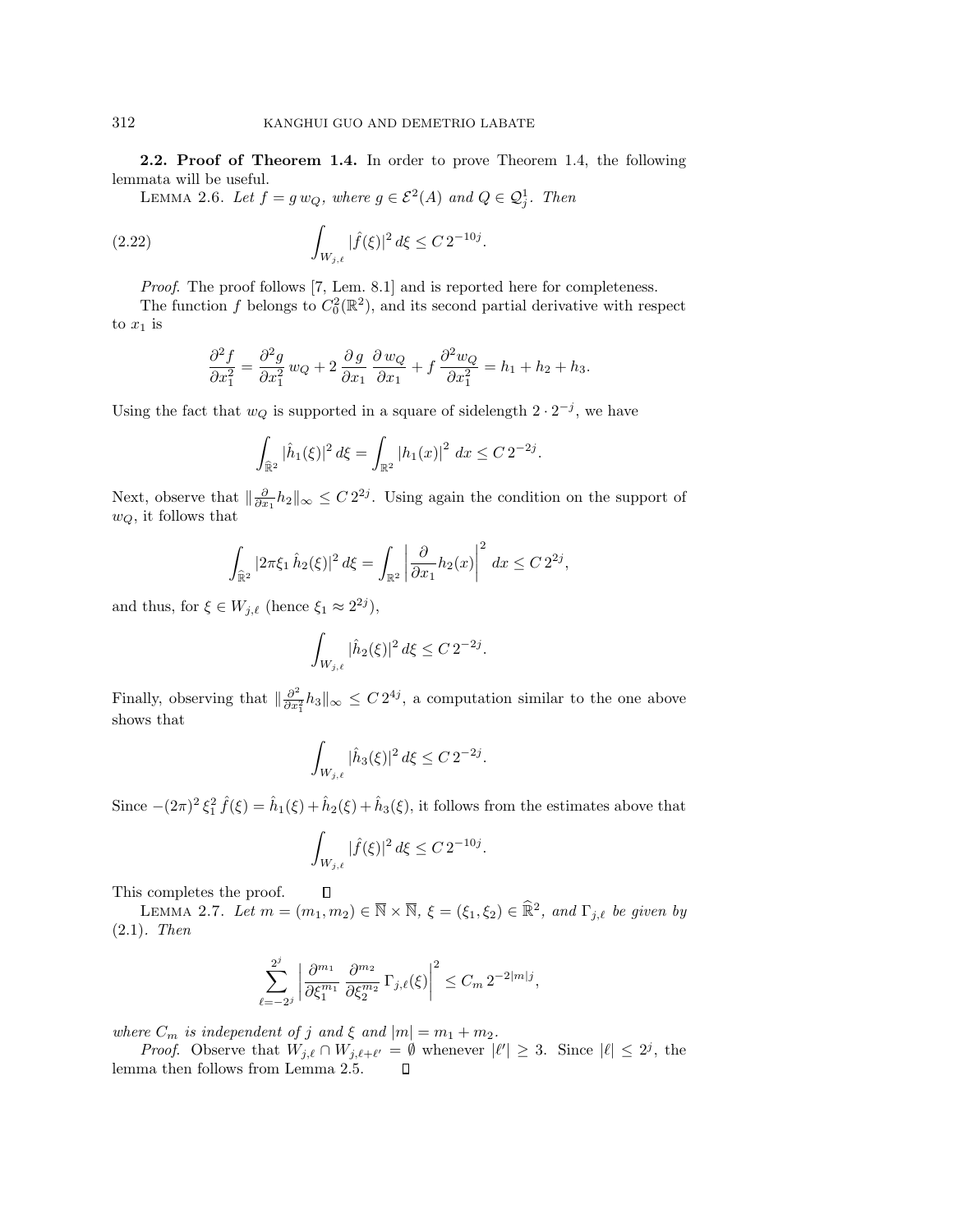**2.2. Proof of Theorem 1.4.** In order to prove Theorem 1.4, the following lemmata will be useful.

LEMMA 2.6. *Let $f = g\, w_Q$, where $g \in \mathcal{E}^2(A)$ and $Q \in \mathcal{Q}_j^1$. Then*

$$\int_{W_{j,\ell}} |\hat{f}(\xi)|^2 \, d\xi \le C\, 2^{-10j}. \tag{2.22}$$

*Proof*. The proof follows [7, Lem. 8.1] and is reported here for completeness.

The function $f$ belongs to $C_0^2(\mathbb{R}^2)$, and its second partial derivative with respect to $x_1$ is

$$\frac{\partial^2 f}{\partial x_1^2} = \frac{\partial^2 g}{\partial x_1^2}\, w_Q + 2\, \frac{\partial\, g}{\partial x_1}\, \frac{\partial\, w_Q}{\partial x_1} + f\, \frac{\partial^2 w_Q}{\partial x_1^2} = h_1 + h_2 + h_3.$$

Using the fact that $w_Q$ is supported in a square of sidelength $2 \cdot 2^{-j}$, we have

$$\int_{\widehat{\mathbb{R}}^2} |\hat{h}_1(\xi)|^2 \, d\xi = \int_{\mathbb{R}^2} |h_1(x)|^2 \, dx \le C\, 2^{-2j}.$$

Next, observe that $\|\frac{\partial}{\partial x_1} h_2\|_\infty \le C\, 2^{2j}$. Using again the condition on the support of $w_Q$, it follows that

$$\int_{\widehat{\mathbb{R}}^2} |2\pi \xi_1\, \hat{h}_2(\xi)|^2 \, d\xi = \int_{\mathbb{R}^2} \left| \frac{\partial}{\partial x_1} h_2(x) \right|^2 \, dx \le C\, 2^{2j},$$

and thus, for $\xi \in W_{j,\ell}$ (hence $\xi_1 \approx 2^{2j}$),

$$\int_{W_{j,\ell}} |\hat{h}_2(\xi)|^2 \, d\xi \le C\, 2^{-2j}.$$

Finally, observing that $\|\frac{\partial^2}{\partial x_1^2} h_3\|_\infty \le C\, 2^{4j}$, a computation similar to the one above shows that

$$\int_{W_{j,\ell}} |\hat{h}_3(\xi)|^2 \, d\xi \le C\, 2^{-2j}.$$

Since $-(2\pi)^2\, \xi_1^2\, \hat{f}(\xi) = \hat{h}_1(\xi) + \hat{h}_2(\xi) + \hat{h}_3(\xi)$, it follows from the estimates above that

$$\int_{W_{j,\ell}} |\hat{f}(\xi)|^2 \, d\xi \le C\, 2^{-10j}.$$

This completes the proof. $\square$

LEMMA 2.7. *Let $m = (m_1, m_2) \in \overline{\mathbb{N}} \times \overline{\mathbb{N}}$, $\xi = (\xi_1, \xi_2) \in \widehat{\mathbb{R}}^2$, and $\Gamma_{j,\ell}$ be given by (2.1). Then*

$$\sum_{\ell=-2^j}^{2^j} \left| \frac{\partial^{m_1}}{\partial \xi_1^{m_1}}\, \frac{\partial^{m_2}}{\partial \xi_2^{m_2}}\, \Gamma_{j,\ell}(\xi) \right|^2 \le C_m\, 2^{-2|m|j},$$

*where $C_m$ is independent of $j$ and $\xi$ and $|m| = m_1 + m_2$.*

*Proof*. Observe that $W_{j,\ell} \cap W_{j,\ell+\ell'} = \emptyset$ whenever $|\ell'| \ge 3$. Since $|\ell| \le 2^j$, the lemma then follows from Lemma 2.5. $\square$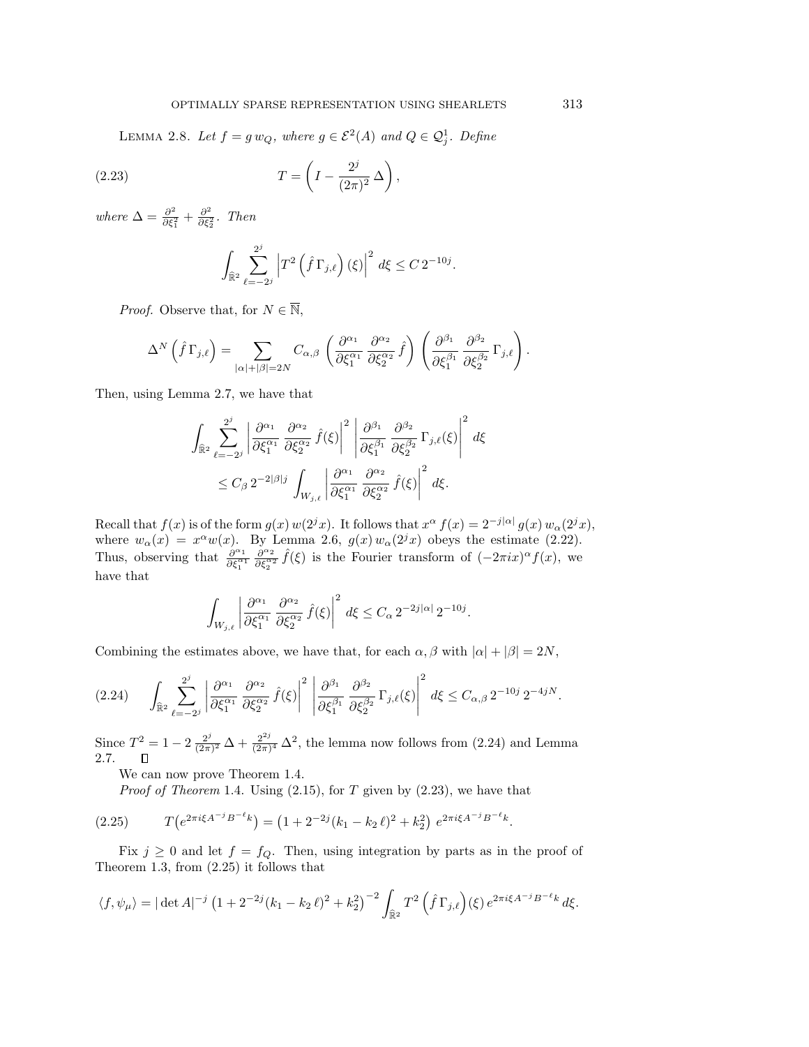LEMMA 2.8. *Let $f = g\, w_Q$, where $g \in \mathcal{E}^2(A)$ and $Q \in \mathcal{Q}_j^1$. Define*

$$T = \left( I - \frac{2^j}{(2\pi)^2}\, \Delta \right), \tag{2.23}$$

*where $\Delta = \frac{\partial^2}{\partial \xi_1^2} + \frac{\partial^2}{\partial \xi_2^2}$. Then*

$$\int_{\widehat{\mathbb{R}}^2} \sum_{\ell=-2^j}^{2^j} \left| T^2 \left( \hat{f}\, \Gamma_{j,\ell} \right)(\xi) \right|^2 \, d\xi \le C\, 2^{-10j}.$$

*Proof.* Observe that, for $N \in \overline{\mathbb{N}}$,

$$\Delta^N \left( \hat{f}\, \Gamma_{j,\ell} \right) = \sum_{|\alpha|+|\beta|=2N} C_{\alpha,\beta} \left( \frac{\partial^{\alpha_1}}{\partial \xi_1^{\alpha_1}} \frac{\partial^{\alpha_2}}{\partial \xi_2^{\alpha_2}}\, \hat{f} \right) \left( \frac{\partial^{\beta_1}}{\partial \xi_1^{\beta_1}} \frac{\partial^{\beta_2}}{\partial \xi_2^{\beta_2}}\, \Gamma_{j,\ell} \right).$$

Then, using Lemma 2.7, we have that

$$\int_{\widehat{\mathbb{R}}^2} \sum_{\ell=-2^j}^{2^j} \left| \frac{\partial^{\alpha_1}}{\partial \xi_1^{\alpha_1}} \frac{\partial^{\alpha_2}}{\partial \xi_2^{\alpha_2}}\, \hat{f}(\xi) \right|^2 \left| \frac{\partial^{\beta_1}}{\partial \xi_1^{\beta_1}} \frac{\partial^{\beta_2}}{\partial \xi_2^{\beta_2}}\, \Gamma_{j,\ell}(\xi) \right|^2 d\xi$$
$$\le C_\beta\, 2^{-2|\beta| j} \int_{W_{j,\ell}} \left| \frac{\partial^{\alpha_1}}{\partial \xi_1^{\alpha_1}} \frac{\partial^{\alpha_2}}{\partial \xi_2^{\alpha_2}}\, \hat{f}(\xi) \right|^2 d\xi.$$

Recall that $f(x)$ is of the form $g(x)\, w(2^j x)$. It follows that $x^\alpha f(x) = 2^{-j|\alpha|}\, g(x)\, w_\alpha(2^j x)$, where $w_\alpha(x) = x^\alpha w(x)$. By Lemma 2.6, $g(x)\, w_\alpha(2^j x)$ obeys the estimate (2.22). Thus, observing that $\frac{\partial^{\alpha_1}}{\partial \xi_1^{\alpha_1}} \frac{\partial^{\alpha_2}}{\partial \xi_2^{\alpha_2}}\, \hat{f}(\xi)$ is the Fourier transform of $(-2\pi i x)^\alpha f(x)$, we have that

$$\int_{W_{j,\ell}} \left| \frac{\partial^{\alpha_1}}{\partial \xi_1^{\alpha_1}} \frac{\partial^{\alpha_2}}{\partial \xi_2^{\alpha_2}}\, \hat{f}(\xi) \right|^2 d\xi \le C_\alpha\, 2^{-2j|\alpha|}\, 2^{-10j}.$$

Combining the estimates above, we have that, for each $\alpha, \beta$ with $|\alpha| + |\beta| = 2N$,

$$\int_{\widehat{\mathbb{R}}^2} \sum_{\ell=-2^j}^{2^j} \left| \frac{\partial^{\alpha_1}}{\partial \xi_1^{\alpha_1}} \frac{\partial^{\alpha_2}}{\partial \xi_2^{\alpha_2}}\, \hat{f}(\xi) \right|^2 \left| \frac{\partial^{\beta_1}}{\partial \xi_1^{\beta_1}} \frac{\partial^{\beta_2}}{\partial \xi_2^{\beta_2}}\, \Gamma_{j,\ell}(\xi) \right|^2 d\xi \le C_{\alpha,\beta}\, 2^{-10j}\, 2^{-4jN}. \tag{2.24}$$

Since $T^2 = 1 - 2\, \frac{2^j}{(2\pi)^2}\, \Delta + \frac{2^{2j}}{(2\pi)^4}\, \Delta^2$, the lemma now follows from (2.24) and Lemma 2.7. $\square$

We can now prove Theorem 1.4.

*Proof of Theorem* 1.4. Using (2.15), for $T$ given by (2.23), we have that

$$T\big(e^{2\pi i \xi A^{-j} B^{-\ell} k}\big) = \big(1 + 2^{-2j}(k_1 - k_2\, \ell)^2 + k_2^2\big)\; e^{2\pi i \xi A^{-j} B^{-\ell} k}. \tag{2.25}$$

Fix $j \ge 0$ and let $f = f_Q$. Then, using integration by parts as in the proof of Theorem 1.3, from (2.25) it follows that

$$\langle f, \psi_\mu \rangle = |\det A|^{-j} \left(1 + 2^{-2j}(k_1 - k_2\, \ell)^2 + k_2^2\right)^{-2} \int_{\widehat{\mathbb{R}}^2} T^2 \left( \hat{f}\, \Gamma_{j,\ell} \right)(\xi)\, e^{2\pi i \xi A^{-j} B^{-\ell} k}\, d\xi.$$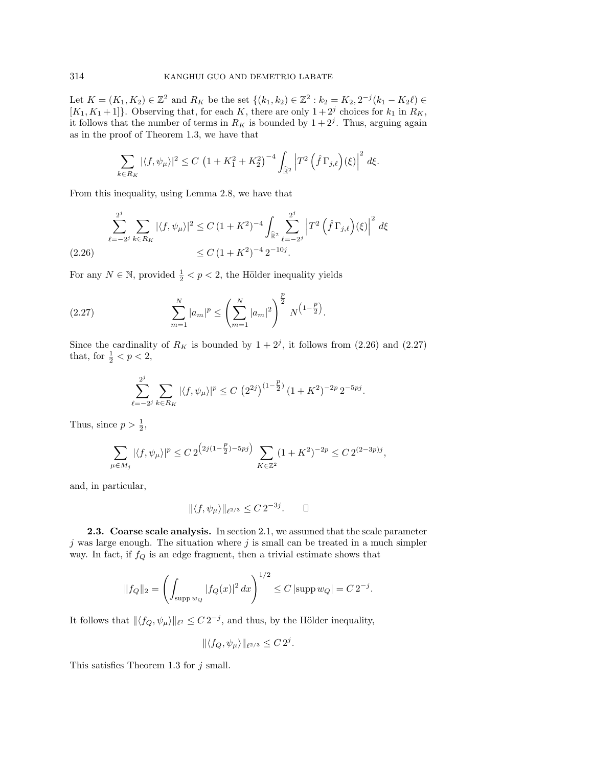Let $K = (K_1, K_2) \in \mathbb{Z}^2$ and $R_K$ be the set $\{(k_1, k_2) \in \mathbb{Z}^2 : k_2 = K_2, 2^{-j}(k_1 - K_2\ell) \in [K_1, K_1 + 1]\}$. Observing that, for each $K$, there are only $1 + 2^j$ choices for $k_1$ in $R_K$, it follows that the number of terms in $R_K$ is bounded by $1 + 2^j$. Thus, arguing again as in the proof of Theorem 1.3, we have that

$$\sum_{k \in R_K} |\langle f, \psi_\mu \rangle|^2 \leq C \left(1 + K_1^2 + K_2^2\right)^{-4} \int_{\widehat{\mathbb{R}}^2} \left| T^2 \left( \hat{f} \, \Gamma_{j,\ell} \right)(\xi) \right|^2 d\xi.$$

From this inequality, using Lemma 2.8, we have that

$$\begin{aligned} \sum_{\ell=-2^j}^{2^j} \sum_{k \in R_K} |\langle f, \psi_\mu \rangle|^2 &\leq C \, (1 + K^2)^{-4} \int_{\widehat{\mathbb{R}}^2} \sum_{\ell=-2^j}^{2^j} \left| T^2 \left( \hat{f} \, \Gamma_{j,\ell} \right)(\xi) \right|^2 d\xi \\ &\leq C \, (1 + K^2)^{-4} \, 2^{-10j}. \end{aligned} \tag{2.26}$$

For any $N \in \mathbb{N}$, provided $\frac{1}{2} < p < 2$, the Hölder inequality yields

$$\sum_{m=1}^{N} |a_m|^p \leq \left( \sum_{m=1}^{N} |a_m|^2 \right)^{\frac{p}{2}} N^{\left(1 - \frac{p}{2}\right)}. \tag{2.27}$$

Since the cardinality of $R_K$ is bounded by $1 + 2^j$, it follows from (2.26) and (2.27) that, for $\frac{1}{2} < p < 2$,

$$\sum_{\ell=-2^j}^{2^j} \sum_{k \in R_K} |\langle f, \psi_\mu \rangle|^p \leq C \, \left(2^{2j}\right)^{(1 - \frac{p}{2})} \, (1 + K^2)^{-2p} \, 2^{-5pj}.$$

Thus, since $p > \frac{1}{2}$,

$$\sum_{\mu \in M_j} |\langle f, \psi_\mu \rangle|^p \leq C \, 2^{\left(2j(1 - \frac{p}{2}) - 5pj\right)} \sum_{K \in \mathbb{Z}^2} (1 + K^2)^{-2p} \leq C \, 2^{(2 - 3p)j},$$

and, in particular,

$$\|\langle f, \psi_\mu \rangle\|_{\ell^{2/3}} \leq C \, 2^{-3j}. \qquad \square$$

**2.3. Coarse scale analysis.** In section 2.1, we assumed that the scale parameter $j$ was large enough. The situation where $j$ is small can be treated in a much simpler way. In fact, if $f_Q$ is an edge fragment, then a trivial estimate shows that

$$\|f_Q\|_2 = \left( \int_{\operatorname{supp} w_Q} |f_Q(x)|^2 \, dx \right)^{1/2} \leq C \, |\operatorname{supp} w_Q| = C \, 2^{-j}.$$

It follows that $\|\langle f_Q, \psi_\mu \rangle\|_{\ell^2} \leq C \, 2^{-j}$, and thus, by the Hölder inequality,

$$\|\langle f_Q, \psi_\mu \rangle\|_{\ell^{2/3}} \leq C \, 2^{j}.$$

This satisfies Theorem 1.3 for $j$ small.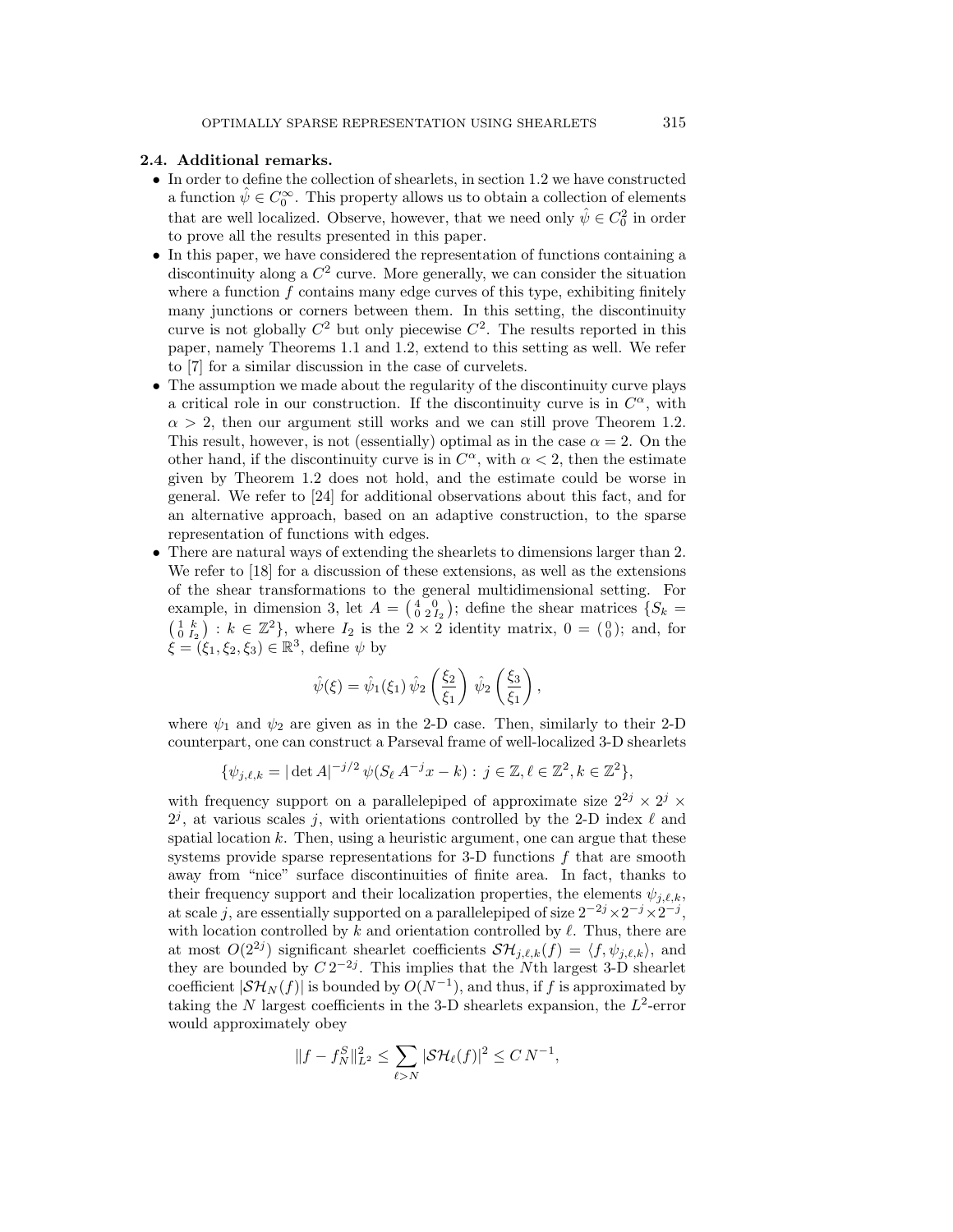### 2.4. Additional remarks.

- In order to define the collection of shearlets, in section 1.2 we have constructed a function $\hat{\psi} \in C_0^\infty$. This property allows us to obtain a collection of elements that are well localized. Observe, however, that we need only $\hat{\psi} \in C_0^2$ in order to prove all the results presented in this paper.
- In this paper, we have considered the representation of functions containing a discontinuity along a $C^2$ curve. More generally, we can consider the situation where a function $f$ contains many edge curves of this type, exhibiting finitely many junctions or corners between them. In this setting, the discontinuity curve is not globally $C^2$ but only piecewise $C^2$. The results reported in this paper, namely Theorems 1.1 and 1.2, extend to this setting as well. We refer to [7] for a similar discussion in the case of curvelets.
- The assumption we made about the regularity of the discontinuity curve plays a critical role in our construction. If the discontinuity curve is in $C^\alpha$, with $\alpha > 2$, then our argument still works and we can still prove Theorem 1.2. This result, however, is not (essentially) optimal as in the case $\alpha = 2$. On the other hand, if the discontinuity curve is in $C^\alpha$, with $\alpha < 2$, then the estimate given by Theorem 1.2 does not hold, and the estimate could be worse in general. We refer to [24] for additional observations about this fact, and for an alternative approach, based on an adaptive construction, to the sparse representation of functions with edges.
- There are natural ways of extending the shearlets to dimensions larger than 2. We refer to [18] for a discussion of these extensions, as well as the extensions of the shear transformations to the general multidimensional setting. For example, in dimension 3, let $A = \begin{pmatrix} 4 & 0 \\ 0 & 2\,I_2 \end{pmatrix}$; define the shear matrices $\{S_k = \begin{pmatrix} 1 & k \\ 0 & I_2 \end{pmatrix} : k \in \mathbb{Z}^2\}$, where $I_2$ is the $2 \times 2$ identity matrix, $0 = \begin{pmatrix} 0 \\ 0 \end{pmatrix}$; and, for $\xi = (\xi_1, \xi_2, \xi_3) \in \mathbb{R}^3$, define $\psi$ by

$$\hat{\psi}(\xi) = \hat{\psi}_1(\xi_1)\, \hat{\psi}_2\left(\frac{\xi_2}{\xi_1}\right)\, \hat{\psi}_2\left(\frac{\xi_3}{\xi_1}\right),$$

where $\psi_1$ and $\psi_2$ are given as in the 2-D case. Then, similarly to their 2-D counterpart, one can construct a Parseval frame of well-localized 3-D shearlets

$$\{\psi_{j,\ell,k} = |\det A|^{-j/2}\, \psi(S_\ell\, A^{-j} x - k) : j \in \mathbb{Z}, \ell \in \mathbb{Z}^2, k \in \mathbb{Z}^2\},$$

with frequency support on a parallelepiped of approximate size $2^{2j} \times 2^j \times 2^j$, at various scales $j$, with orientations controlled by the 2-D index $\ell$ and spatial location $k$. Then, using a heuristic argument, one can argue that these systems provide sparse representations for 3-D functions $f$ that are smooth away from "nice" surface discontinuities of finite area. In fact, thanks to their frequency support and their localization properties, the elements $\psi_{j,\ell,k}$, at scale $j$, are essentially supported on a parallelepiped of size $2^{-2j} \times 2^{-j} \times 2^{-j}$, with location controlled by $k$ and orientation controlled by $\ell$. Thus, there are at most $O(2^{2j})$ significant shearlet coefficients $\mathcal{SH}_{j,\ell,k}(f) = \langle f, \psi_{j,\ell,k} \rangle$, and they are bounded by $C\,2^{-2j}$. This implies that the $N$th largest 3-D shearlet coefficient $|\mathcal{SH}_N(f)|$ is bounded by $O(N^{-1})$, and thus, if $f$ is approximated by taking the $N$ largest coefficients in the 3-D shearlets expansion, the $L^2$-error would approximately obey

$$\|f - f_N^S\|_{L^2}^2 \le \sum_{\ell > N} |\mathcal{SH}_\ell(f)|^2 \le C\, N^{-1},$$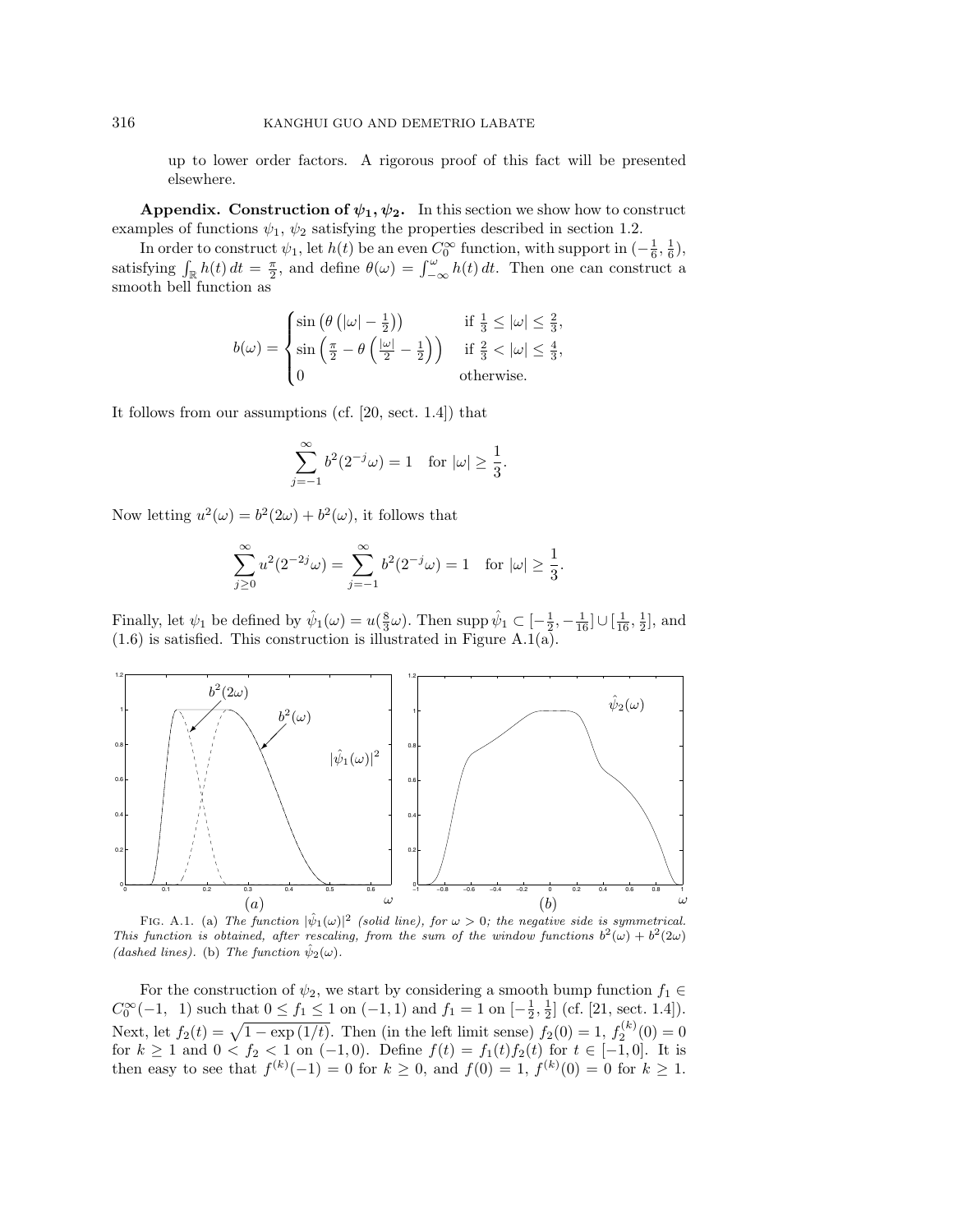up to lower order factors. A rigorous proof of this fact will be presented elsewhere.

**Appendix. Construction of $\psi_1, \psi_2$.** In this section we show how to construct examples of functions $\psi_1$, $\psi_2$ satisfying the properties described in section 1.2.

In order to construct $\psi_1$, let $h(t)$ be an even $C_0^\infty$ function, with support in $(-\frac{1}{6}, \frac{1}{6})$, satisfying $\int_{\mathbb{R}} h(t)\,dt = \frac{\pi}{2}$, and define $\theta(\omega) = \int_{-\infty}^{\omega} h(t)\,dt$. Then one can construct a smooth bell function as

$$b(\omega) = \begin{cases} \sin\left(\theta\left(|\omega| - \frac{1}{2}\right)\right) & \text{if } \frac{1}{3} \leq |\omega| \leq \frac{2}{3}, \\ \sin\left(\frac{\pi}{2} - \theta\left(\frac{|\omega|}{2} - \frac{1}{2}\right)\right) & \text{if } \frac{2}{3} < |\omega| \leq \frac{4}{3}, \\ 0 & \text{otherwise.} \end{cases}$$

It follows from our assumptions (cf. [20, sect. 1.4]) that

$$\sum_{j=-1}^{\infty} b^2(2^{-j}\omega) = 1 \quad \text{for } |\omega| \geq \frac{1}{3}.$$

Now letting $u^2(\omega) = b^2(2\omega) + b^2(\omega)$, it follows that

$$\sum_{j \geq 0}^{\infty} u^2(2^{-2j}\omega) = \sum_{j=-1}^{\infty} b^2(2^{-j}\omega) = 1 \quad \text{for } |\omega| \geq \frac{1}{3}.$$

Finally, let $\psi_1$ be defined by $\hat{\psi}_1(\omega) = u(\frac{8}{3}\omega)$. Then $\operatorname{supp}\hat{\psi}_1 \subset [-\frac{1}{2}, -\frac{1}{16}] \cup [\frac{1}{16}, \frac{1}{2}]$, and (1.6) is satisfied. This construction is illustrated in Figure A.1(a).

FIG. A.1. (a) *The function* $|\hat{\psi}_1(\omega)|^2$ *(solid line), for* $\omega > 0$*; the negative side is symmetrical. This function is obtained, after rescaling, from the sum of the window functions* $b^2(\omega) + b^2(2\omega)$ *(dashed lines).* (b) *The function* $\hat{\psi}_2(\omega)$.

For the construction of $\psi_2$, we start by considering a smooth bump function $f_1 \in C_0^\infty(-1, 1)$ such that $0 \leq f_1 \leq 1$ on $(-1, 1)$ and $f_1 = 1$ on $[-\frac{1}{2}, \frac{1}{2}]$ (cf. [21, sect. 1.4]). Next, let $f_2(t) = \sqrt{1 - \exp(1/t)}$. Then (in the left limit sense) $f_2(0) = 1$, $f_2^{(k)}(0) = 0$ for $k \geq 1$ and $0 < f_2 < 1$ on $(-1, 0)$. Define $f(t) = f_1(t) f_2(t)$ for $t \in [-1, 0]$. It is then easy to see that $f^{(k)}(-1) = 0$ for $k \geq 0$, and $f(0) = 1$, $f^{(k)}(0) = 0$ for $k \geq 1$.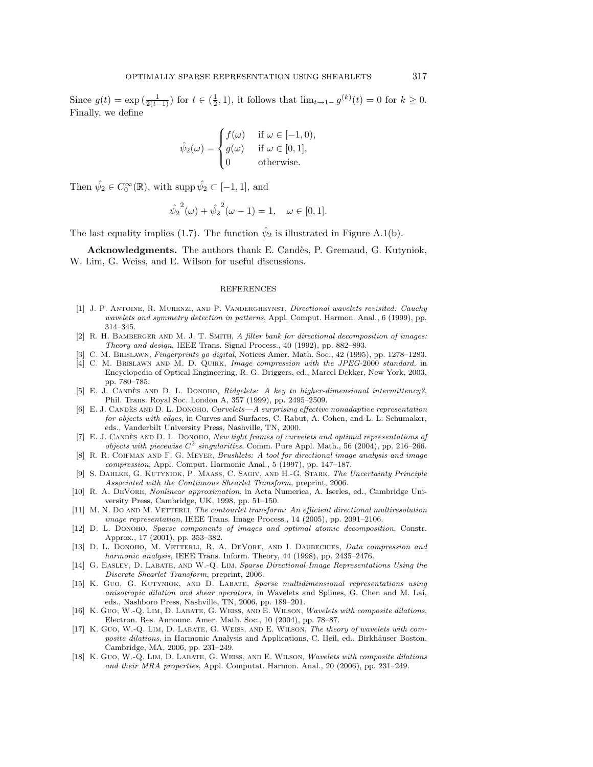Since $g(t) = \exp\left(\frac{1}{2(t-1)}\right)$ for $t \in (\frac{1}{2}, 1)$, it follows that $\lim_{t\to 1-} g^{(k)}(t) = 0$ for $k \geq 0$. Finally, we define

$$\hat{\psi}_2(\omega) = \begin{cases} f(\omega) & \text{if } \omega \in [-1, 0), \\ g(\omega) & \text{if } \omega \in [0, 1], \\ 0 & \text{otherwise.} \end{cases}$$

Then $\hat{\psi}_2 \in C_0^\infty(\mathbb{R})$, with $\operatorname{supp} \hat{\psi}_2 \subset [-1, 1]$, and

$$\hat{\psi}_2^{\,2}(\omega) + \hat{\psi}_2^{\,2}(\omega - 1) = 1, \quad \omega \in [0, 1].$$

The last equality implies (1.7). The function $\hat{\psi}_2$ is illustrated in Figure A.1(b).

**Acknowledgments.** The authors thank E. Candès, P. Gremaud, G. Kutyniok, W. Lim, G. Weiss, and E. Wilson for useful discussions.

## REFERENCES

[1] J. P. Antoine, R. Murenzi, and P. Vandergheynst, *Directional wavelets revisited: Cauchy wavelets and symmetry detection in patterns*, Appl. Comput. Harmon. Anal., 6 (1999), pp. 314–345.

[2] R. H. Bamberger and M. J. T. Smith, *A filter bank for directional decomposition of images: Theory and design*, IEEE Trans. Signal Process., 40 (1992), pp. 882–893.

[3] C. M. Brislawn, *Fingerprints go digital*, Notices Amer. Math. Soc., 42 (1995), pp. 1278–1283.

[4] C. M. Brislawn and M. D. Quirk, *Image compression with the JPEG-2000 standard*, in Encyclopedia of Optical Engineering, R. G. Driggers, ed., Marcel Dekker, New York, 2003, pp. 780–785.

[5] E. J. Candès and D. L. Donoho, *Ridgelets: A key to higher-dimensional intermittency?*, Phil. Trans. Royal Soc. London A, 357 (1999), pp. 2495–2509.

[6] E. J. Candès and D. L. Donoho, *Curvelets—A surprising effective nonadaptive representation for objects with edges*, in Curves and Surfaces, C. Rabut, A. Cohen, and L. L. Schumaker, eds., Vanderbilt University Press, Nashville, TN, 2000.

[7] E. J. Candès and D. L. Donoho, *New tight frames of curvelets and optimal representations of objects with piecewise $C^2$ singularities*, Comm. Pure Appl. Math., 56 (2004), pp. 216–266.

[8] R. R. Coifman and F. G. Meyer, *Brushlets: A tool for directional image analysis and image compression*, Appl. Comput. Harmonic Anal., 5 (1997), pp. 147–187.

[9] S. Dahlke, G. Kutyniok, P. Maass, C. Sagiv, and H.-G. Stark, *The Uncertainty Principle Associated with the Continuous Shearlet Transform*, preprint, 2006.

[10] R. A. DeVore, *Nonlinear approximation*, in Acta Numerica, A. Iserles, ed., Cambridge University Press, Cambridge, UK, 1998, pp. 51–150.

[11] M. N. Do and M. Vetterli, *The contourlet transform: An efficient directional multiresolution image representation*, IEEE Trans. Image Process., 14 (2005), pp. 2091–2106.

[12] D. L. Donoho, *Sparse components of images and optimal atomic decomposition*, Constr. Approx., 17 (2001), pp. 353–382.

[13] D. L. Donoho, M. Vetterli, R. A. DeVore, and I. Daubechies, *Data compression and harmonic analysis*, IEEE Trans. Inform. Theory, 44 (1998), pp. 2435–2476.

[14] G. Easley, D. Labate, and W.-Q. Lim, *Sparse Directional Image Representations Using the Discrete Shearlet Transform*, preprint, 2006.

[15] K. Guo, G. Kutyniok, and D. Labate, *Sparse multidimensional representations using anisotropic dilation and shear operators,* in Wavelets and Splines, G. Chen and M. Lai, eds., Nashboro Press, Nashville, TN, 2006, pp. 189–201.

[16] K. Guo, W.-Q. Lim, D. Labate, G. Weiss, and E. Wilson, *Wavelets with composite dilations*, Electron. Res. Announc. Amer. Math. Soc., 10 (2004), pp. 78–87.

[17] K. Guo, W.-Q. Lim, D. Labate, G. Weiss, and E. Wilson, *The theory of wavelets with composite dilations*, in Harmonic Analysis and Applications, C. Heil, ed., Birkhäuser Boston, Cambridge, MA, 2006, pp. 231–249.

[18] K. Guo, W.-Q. Lim, D. Labate, G. Weiss, and E. Wilson, *Wavelets with composite dilations and their MRA properties*, Appl. Computat. Harmon. Anal., 20 (2006), pp. 231–249.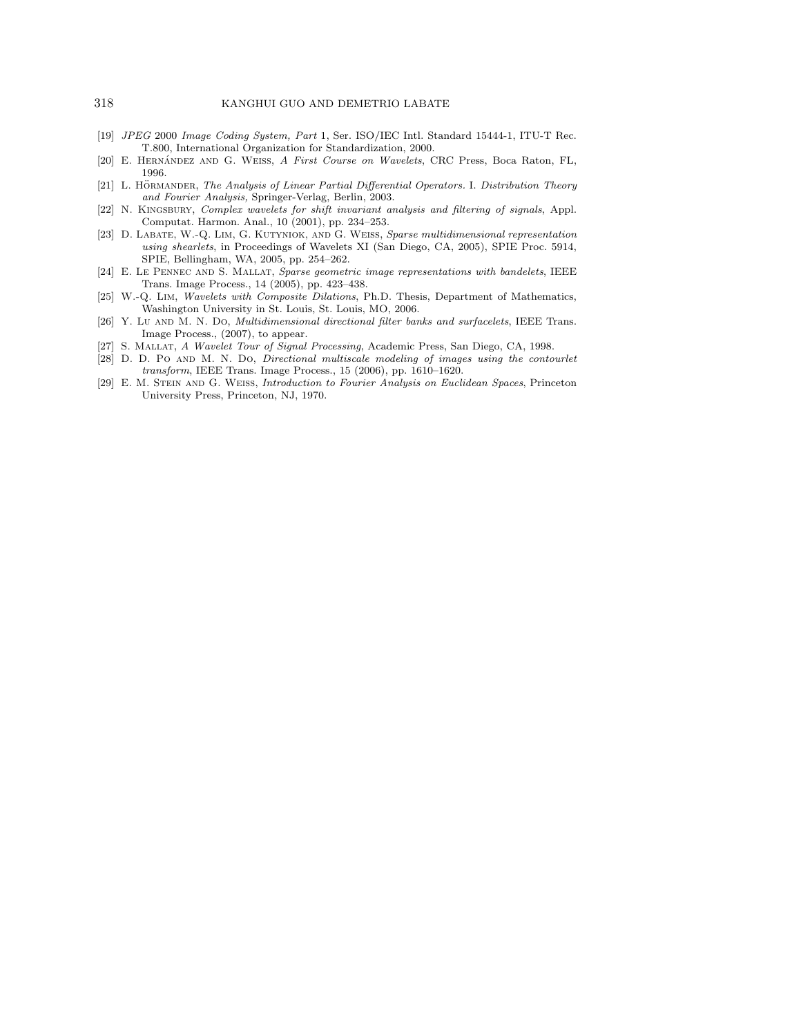[19] *JPEG* 2000 *Image Coding System, Part* 1, Ser. ISO/IEC Intl. Standard 15444-1, ITU-T Rec. T.800, International Organization for Standardization, 2000.

[20] E. Hernández and G. Weiss, *A First Course on Wavelets*, CRC Press, Boca Raton, FL, 1996.

[21] L. Hörmander, *The Analysis of Linear Partial Differential Operators*. I. *Distribution Theory and Fourier Analysis,* Springer-Verlag, Berlin, 2003.

[22] N. Kingsbury, *Complex wavelets for shift invariant analysis and filtering of signals*, Appl. Computat. Harmon. Anal., 10 (2001), pp. 234–253.

[23] D. Labate, W.-Q. Lim, G. Kutyniok, and G. Weiss, *Sparse multidimensional representation using shearlets*, in Proceedings of Wavelets XI (San Diego, CA, 2005), SPIE Proc. 5914, SPIE, Bellingham, WA, 2005, pp. 254–262.

[24] E. Le Pennec and S. Mallat, *Sparse geometric image representations with bandelets*, IEEE Trans. Image Process., 14 (2005), pp. 423–438.

[25] W.-Q. Lim, *Wavelets with Composite Dilations*, Ph.D. Thesis, Department of Mathematics, Washington University in St. Louis, St. Louis, MO, 2006.

[26] Y. Lu and M. N. Do, *Multidimensional directional filter banks and surfacelets*, IEEE Trans. Image Process., (2007), to appear.

[27] S. Mallat, *A Wavelet Tour of Signal Processing*, Academic Press, San Diego, CA, 1998.

[28] D. D. Po and M. N. Do, *Directional multiscale modeling of images using the contourlet transform*, IEEE Trans. Image Process., 15 (2006), pp. 1610–1620.

[29] E. M. Stein and G. Weiss, *Introduction to Fourier Analysis on Euclidean Spaces*, Princeton University Press, Princeton, NJ, 1970.